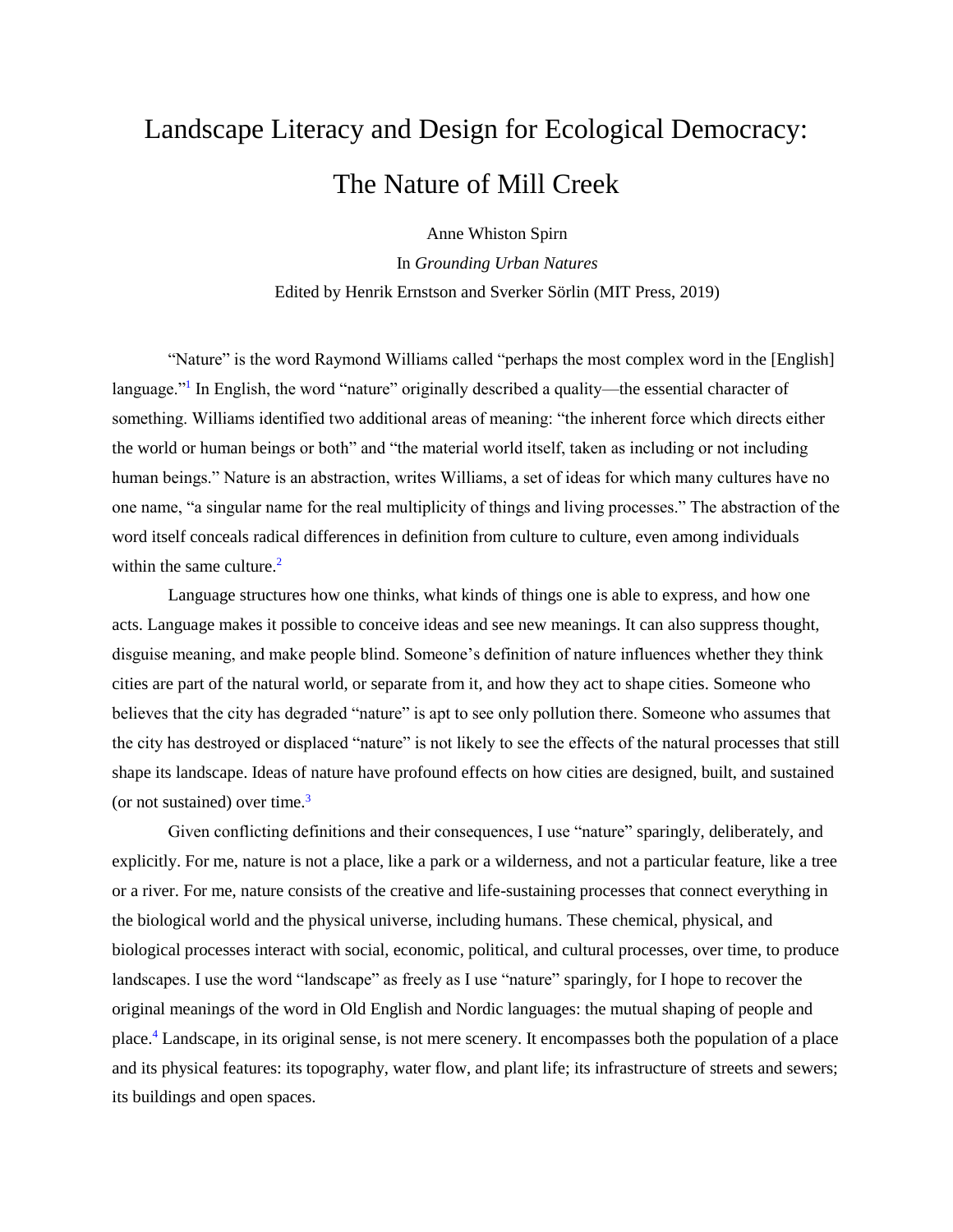# Landscape Literacy and Design for Ecological Democracy: The Nature of Mill Creek

Anne Whiston Spirn

In *Grounding Urban Natures*

Edited by Henrik Ernstson and Sverker Sörlin (MIT Press, 2019)

"Nature" is the word Raymond Williams called "perhaps the most complex word in the [English] language."[1] In English, the word "nature" originally described a quality—the essential character of something. Williams identified two additional areas of meaning: "the inherent force which directs either the world or human beings or both" and "the material world itself, taken as including or not including human beings." Nature is an abstraction, writes Williams, a set of ideas for which many cultures have no one name, "a singular name for the real multiplicity of things and living processes." The abstraction of the word itself conceals radical differences in definition from culture to culture, even among individuals within the same culture.[2]

Language structures how one thinks, what kinds of things one is able to express, and how one acts. Language makes it possible to conceive ideas and see new meanings. It can also suppress thought, disguise meaning, and make people blind. Someone's definition of nature influences whether they think cities are part of the natural world, or separate from it, and how they act to shape cities. Someone who believes that the city has degraded "nature" is apt to see only pollution there. Someone who assumes that the city has destroyed or displaced "nature" is not likely to see the effects of the natural processes that still shape its landscape. Ideas of nature have profound effects on how cities are designed, built, and sustained (or not sustained) over time.[3]

Given conflicting definitions and their consequences, I use "nature" sparingly, deliberately, and explicitly. For me, nature is not a place, like a park or a wilderness, and not a particular feature, like a tree or a river. For me, nature consists of the creative and life-sustaining processes that connect everything in the biological world and the physical universe, including humans. These chemical, physical, and biological processes interact with social, economic, political, and cultural processes, over time, to produce landscapes. I use the word "landscape" as freely as I use "nature" sparingly, for I hope to recover the original meanings of the word in Old English and Nordic languages: the mutual shaping of people and place.[4] Landscape, in its original sense, is not mere scenery. It encompasses both the population of a place and its physical features: its topography, water flow, and plant life; its infrastructure of streets and sewers; its buildings and open spaces.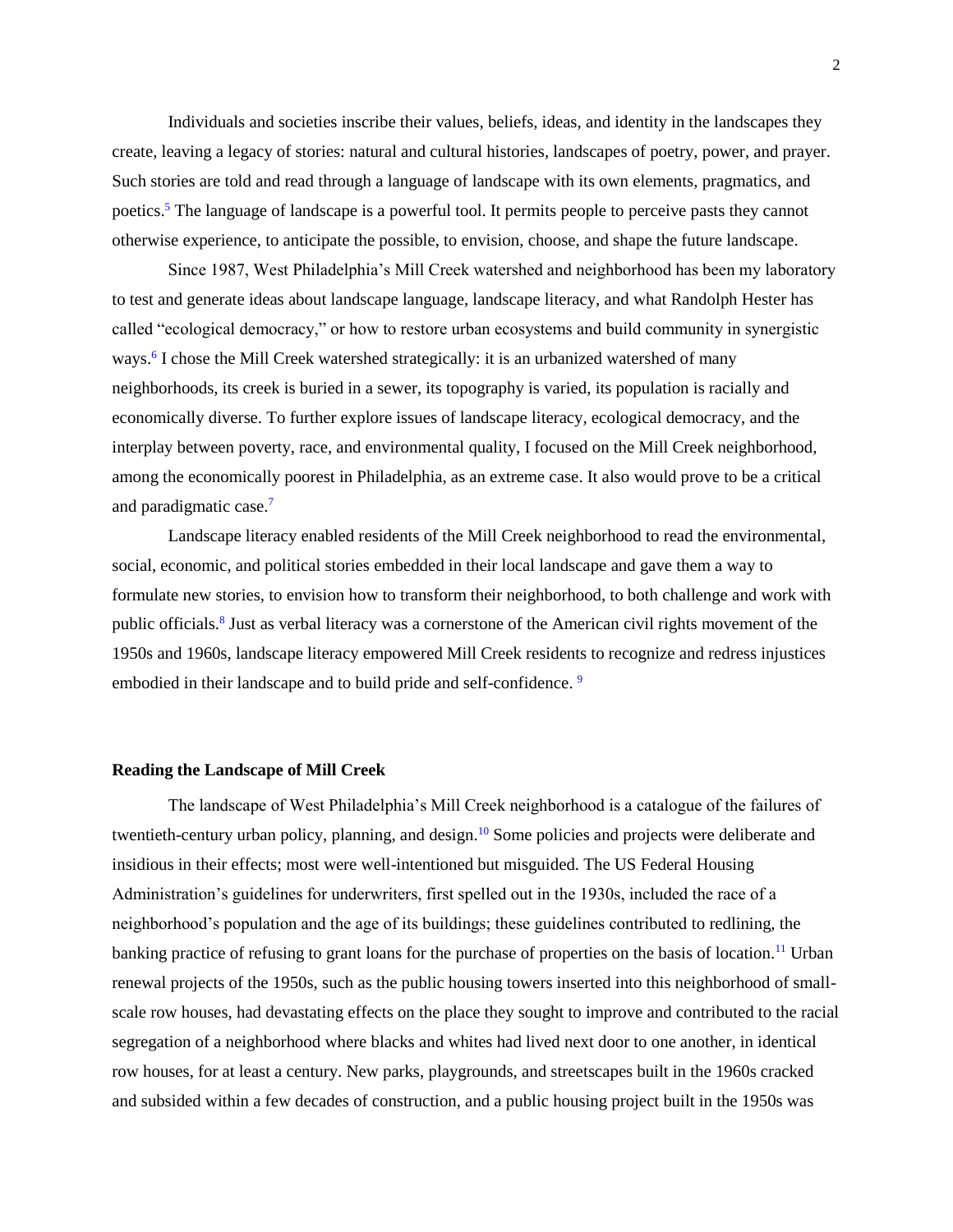Individuals and societies inscribe their values, beliefs, ideas, and identity in the landscapes they create, leaving a legacy of stories: natural and cultural histories, landscapes of poetry, power, and prayer. Such stories are told and read through a language of landscape with its own elements, pragmatics, and poetics.[5] The language of landscape is a powerful tool. It permits people to perceive pasts they cannot otherwise experience, to anticipate the possible, to envision, choose, and shape the future landscape.

Since 1987, West Philadelphia's Mill Creek watershed and neighborhood has been my laboratory to test and generate ideas about landscape language, landscape literacy, and what Randolph Hester has called "ecological democracy," or how to restore urban ecosystems and build community in synergistic ways.[6] I chose the Mill Creek watershed strategically: it is an urbanized watershed of many neighborhoods, its creek is buried in a sewer, its topography is varied, its population is racially and economically diverse. To further explore issues of landscape literacy, ecological democracy, and the interplay between poverty, race, and environmental quality, I focused on the Mill Creek neighborhood, among the economically poorest in Philadelphia, as an extreme case. It also would prove to be a critical and paradigmatic case.[7]

Landscape literacy enabled residents of the Mill Creek neighborhood to read the environmental, social, economic, and political stories embedded in their local landscape and gave them a way to formulate new stories, to envision how to transform their neighborhood, to both challenge and work with public officials.[8] Just as verbal literacy was a cornerstone of the American civil rights movement of the 1950s and 1960s, landscape literacy empowered Mill Creek residents to recognize and redress injustices embodied in their landscape and to build pride and self-confidence.[9]

**Reading the Landscape of Mill Creek**

The landscape of West Philadelphia's Mill Creek neighborhood is a catalogue of the failures of twentieth-century urban policy, planning, and design.[10] Some policies and projects were deliberate and insidious in their effects; most were well-intentioned but misguided. The US Federal Housing Administration's guidelines for underwriters, first spelled out in the 1930s, included the race of a neighborhood's population and the age of its buildings; these guidelines contributed to redlining, the banking practice of refusing to grant loans for the purchase of properties on the basis of location.[11] Urban renewal projects of the 1950s, such as the public housing towers inserted into this neighborhood of small-scale row houses, had devastating effects on the place they sought to improve and contributed to the racial segregation of a neighborhood where blacks and whites had lived next door to one another, in identical row houses, for at least a century. New parks, playgrounds, and streetscapes built in the 1960s cracked and subsided within a few decades of construction, and a public housing project built in the 1950s was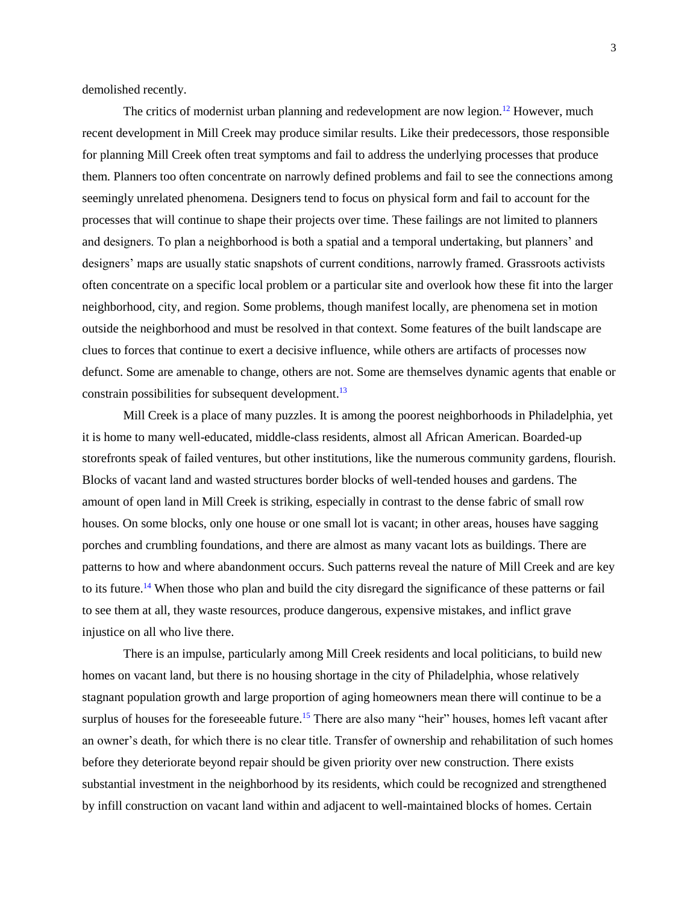demolished recently.

The critics of modernist urban planning and redevelopment are now legion.[12] However, much recent development in Mill Creek may produce similar results. Like their predecessors, those responsible for planning Mill Creek often treat symptoms and fail to address the underlying processes that produce them. Planners too often concentrate on narrowly defined problems and fail to see the connections among seemingly unrelated phenomena. Designers tend to focus on physical form and fail to account for the processes that will continue to shape their projects over time. These failings are not limited to planners and designers. To plan a neighborhood is both a spatial and a temporal undertaking, but planners' and designers' maps are usually static snapshots of current conditions, narrowly framed. Grassroots activists often concentrate on a specific local problem or a particular site and overlook how these fit into the larger neighborhood, city, and region. Some problems, though manifest locally, are phenomena set in motion outside the neighborhood and must be resolved in that context. Some features of the built landscape are clues to forces that continue to exert a decisive influence, while others are artifacts of processes now defunct. Some are amenable to change, others are not. Some are themselves dynamic agents that enable or constrain possibilities for subsequent development.[13]

Mill Creek is a place of many puzzles. It is among the poorest neighborhoods in Philadelphia, yet it is home to many well-educated, middle-class residents, almost all African American. Boarded-up storefronts speak of failed ventures, but other institutions, like the numerous community gardens, flourish. Blocks of vacant land and wasted structures border blocks of well-tended houses and gardens. The amount of open land in Mill Creek is striking, especially in contrast to the dense fabric of small row houses. On some blocks, only one house or one small lot is vacant; in other areas, houses have sagging porches and crumbling foundations, and there are almost as many vacant lots as buildings. There are patterns to how and where abandonment occurs. Such patterns reveal the nature of Mill Creek and are key to its future.[14] When those who plan and build the city disregard the significance of these patterns or fail to see them at all, they waste resources, produce dangerous, expensive mistakes, and inflict grave injustice on all who live there.

There is an impulse, particularly among Mill Creek residents and local politicians, to build new homes on vacant land, but there is no housing shortage in the city of Philadelphia, whose relatively stagnant population growth and large proportion of aging homeowners mean there will continue to be a surplus of houses for the foreseeable future.[15] There are also many "heir" houses, homes left vacant after an owner's death, for which there is no clear title. Transfer of ownership and rehabilitation of such homes before they deteriorate beyond repair should be given priority over new construction. There exists substantial investment in the neighborhood by its residents, which could be recognized and strengthened by infill construction on vacant land within and adjacent to well-maintained blocks of homes. Certain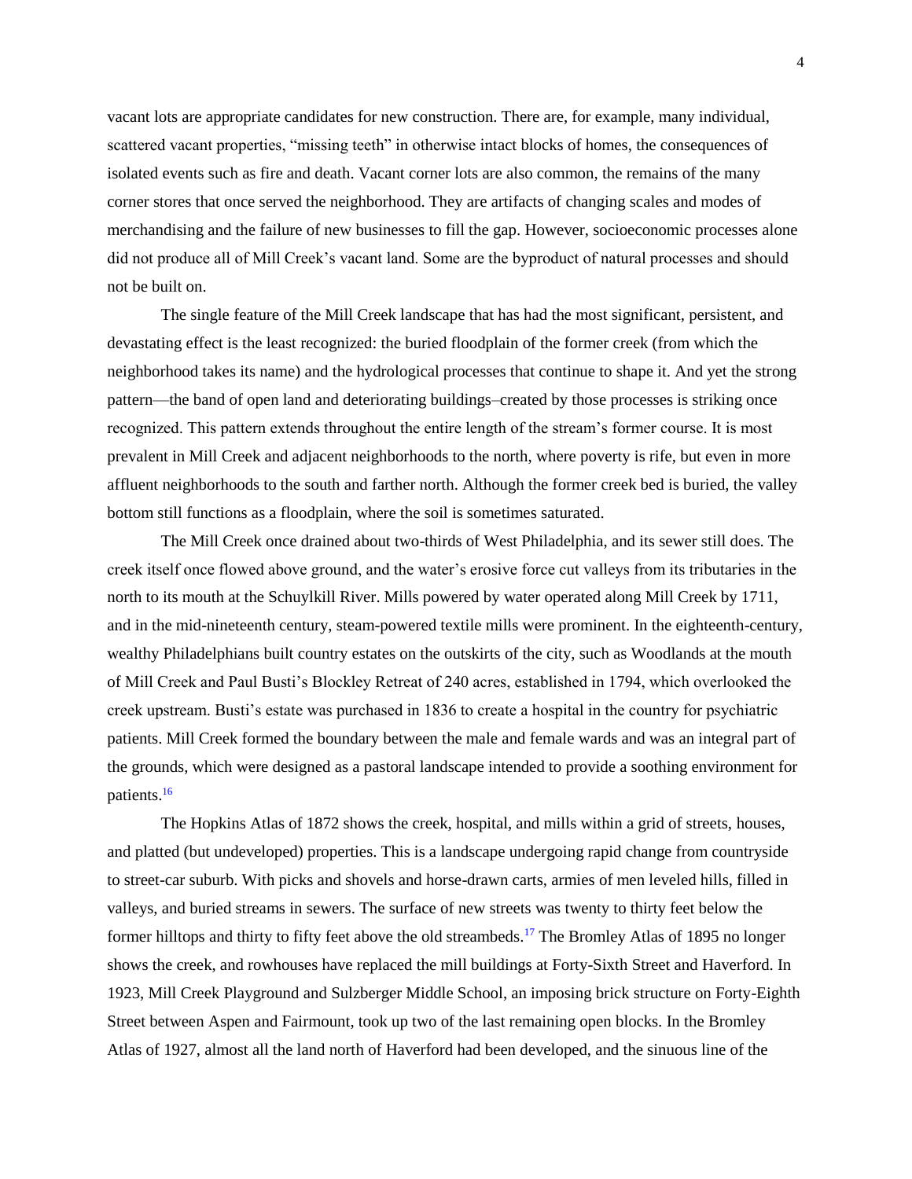vacant lots are appropriate candidates for new construction. There are, for example, many individual, scattered vacant properties, "missing teeth" in otherwise intact blocks of homes, the consequences of isolated events such as fire and death. Vacant corner lots are also common, the remains of the many corner stores that once served the neighborhood. They are artifacts of changing scales and modes of merchandising and the failure of new businesses to fill the gap. However, socioeconomic processes alone did not produce all of Mill Creek's vacant land. Some are the byproduct of natural processes and should not be built on.

The single feature of the Mill Creek landscape that has had the most significant, persistent, and devastating effect is the least recognized: the buried floodplain of the former creek (from which the neighborhood takes its name) and the hydrological processes that continue to shape it. And yet the strong pattern—the band of open land and deteriorating buildings–created by those processes is striking once recognized. This pattern extends throughout the entire length of the stream's former course. It is most prevalent in Mill Creek and adjacent neighborhoods to the north, where poverty is rife, but even in more affluent neighborhoods to the south and farther north. Although the former creek bed is buried, the valley bottom still functions as a floodplain, where the soil is sometimes saturated.

The Mill Creek once drained about two-thirds of West Philadelphia, and its sewer still does. The creek itself once flowed above ground, and the water's erosive force cut valleys from its tributaries in the north to its mouth at the Schuylkill River. Mills powered by water operated along Mill Creek by 1711, and in the mid-nineteenth century, steam-powered textile mills were prominent. In the eighteenth-century, wealthy Philadelphians built country estates on the outskirts of the city, such as Woodlands at the mouth of Mill Creek and Paul Busti's Blockley Retreat of 240 acres, established in 1794, which overlooked the creek upstream. Busti's estate was purchased in 1836 to create a hospital in the country for psychiatric patients. Mill Creek formed the boundary between the male and female wards and was an integral part of the grounds, which were designed as a pastoral landscape intended to provide a soothing environment for patients.[16]

The Hopkins Atlas of 1872 shows the creek, hospital, and mills within a grid of streets, houses, and platted (but undeveloped) properties. This is a landscape undergoing rapid change from countryside to street-car suburb. With picks and shovels and horse-drawn carts, armies of men leveled hills, filled in valleys, and buried streams in sewers. The surface of new streets was twenty to thirty feet below the former hilltops and thirty to fifty feet above the old streambeds.[17] The Bromley Atlas of 1895 no longer shows the creek, and rowhouses have replaced the mill buildings at Forty-Sixth Street and Haverford. In 1923, Mill Creek Playground and Sulzberger Middle School, an imposing brick structure on Forty-Eighth Street between Aspen and Fairmount, took up two of the last remaining open blocks. In the Bromley Atlas of 1927, almost all the land north of Haverford had been developed, and the sinuous line of the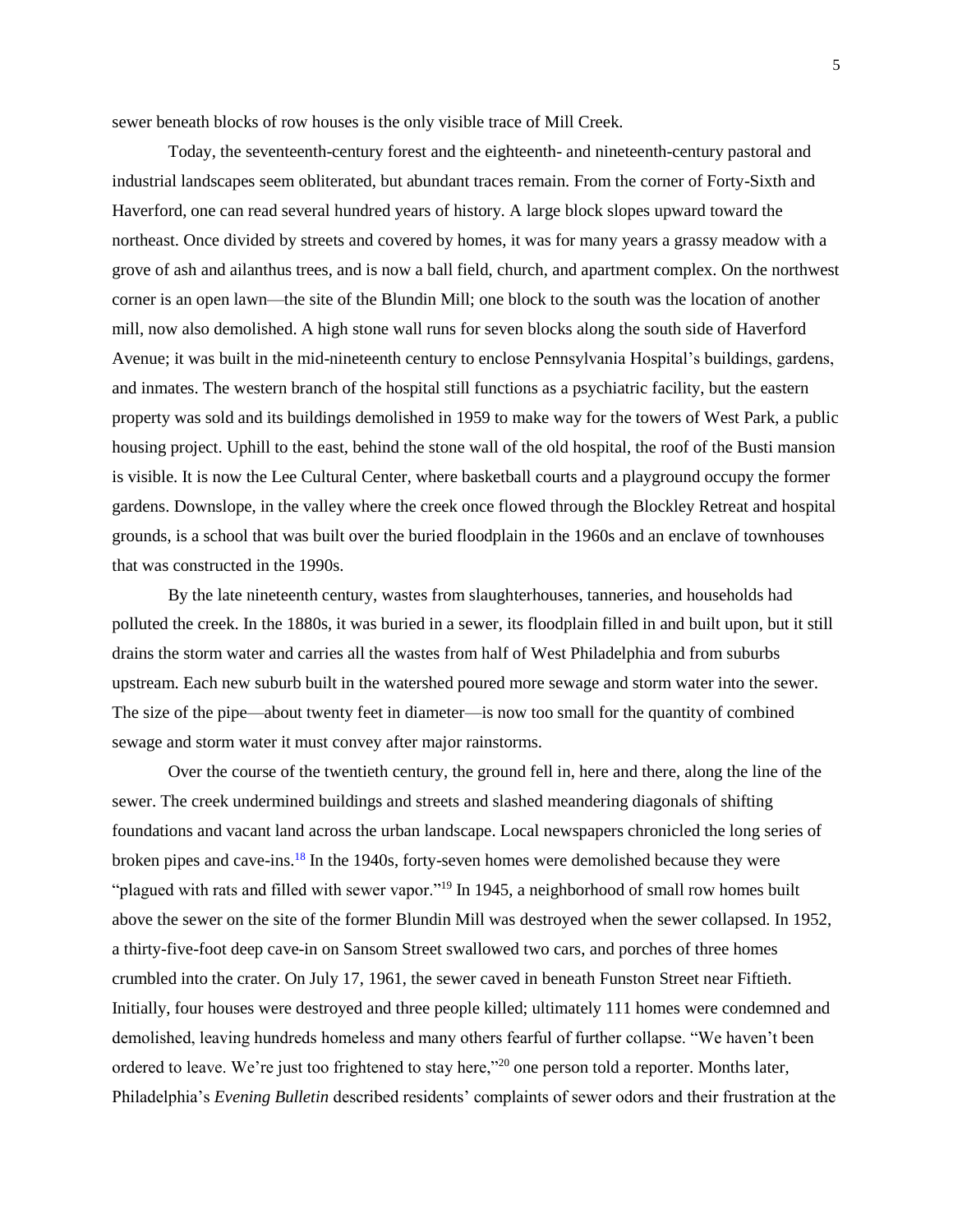sewer beneath blocks of row houses is the only visible trace of Mill Creek.

Today, the seventeenth-century forest and the eighteenth- and nineteenth-century pastoral and industrial landscapes seem obliterated, but abundant traces remain. From the corner of Forty-Sixth and Haverford, one can read several hundred years of history. A large block slopes upward toward the northeast. Once divided by streets and covered by homes, it was for many years a grassy meadow with a grove of ash and ailanthus trees, and is now a ball field, church, and apartment complex. On the northwest corner is an open lawn—the site of the Blundin Mill; one block to the south was the location of another mill, now also demolished. A high stone wall runs for seven blocks along the south side of Haverford Avenue; it was built in the mid-nineteenth century to enclose Pennsylvania Hospital's buildings, gardens, and inmates. The western branch of the hospital still functions as a psychiatric facility, but the eastern property was sold and its buildings demolished in 1959 to make way for the towers of West Park, a public housing project. Uphill to the east, behind the stone wall of the old hospital, the roof of the Busti mansion is visible. It is now the Lee Cultural Center, where basketball courts and a playground occupy the former gardens. Downslope, in the valley where the creek once flowed through the Blockley Retreat and hospital grounds, is a school that was built over the buried floodplain in the 1960s and an enclave of townhouses that was constructed in the 1990s.

By the late nineteenth century, wastes from slaughterhouses, tanneries, and households had polluted the creek. In the 1880s, it was buried in a sewer, its floodplain filled in and built upon, but it still drains the storm water and carries all the wastes from half of West Philadelphia and from suburbs upstream. Each new suburb built in the watershed poured more sewage and storm water into the sewer. The size of the pipe—about twenty feet in diameter—is now too small for the quantity of combined sewage and storm water it must convey after major rainstorms.

Over the course of the twentieth century, the ground fell in, here and there, along the line of the sewer. The creek undermined buildings and streets and slashed meandering diagonals of shifting foundations and vacant land across the urban landscape. Local newspapers chronicled the long series of broken pipes and cave-ins.[18] In the 1940s, forty-seven homes were demolished because they were "plagued with rats and filled with sewer vapor."[19] In 1945, a neighborhood of small row homes built above the sewer on the site of the former Blundin Mill was destroyed when the sewer collapsed. In 1952, a thirty-five-foot deep cave-in on Sansom Street swallowed two cars, and porches of three homes crumbled into the crater. On July 17, 1961, the sewer caved in beneath Funston Street near Fiftieth. Initially, four houses were destroyed and three people killed; ultimately 111 homes were condemned and demolished, leaving hundreds homeless and many others fearful of further collapse. "We haven't been ordered to leave. We're just too frightened to stay here,"[20] one person told a reporter. Months later, Philadelphia's *Evening Bulletin* described residents' complaints of sewer odors and their frustration at the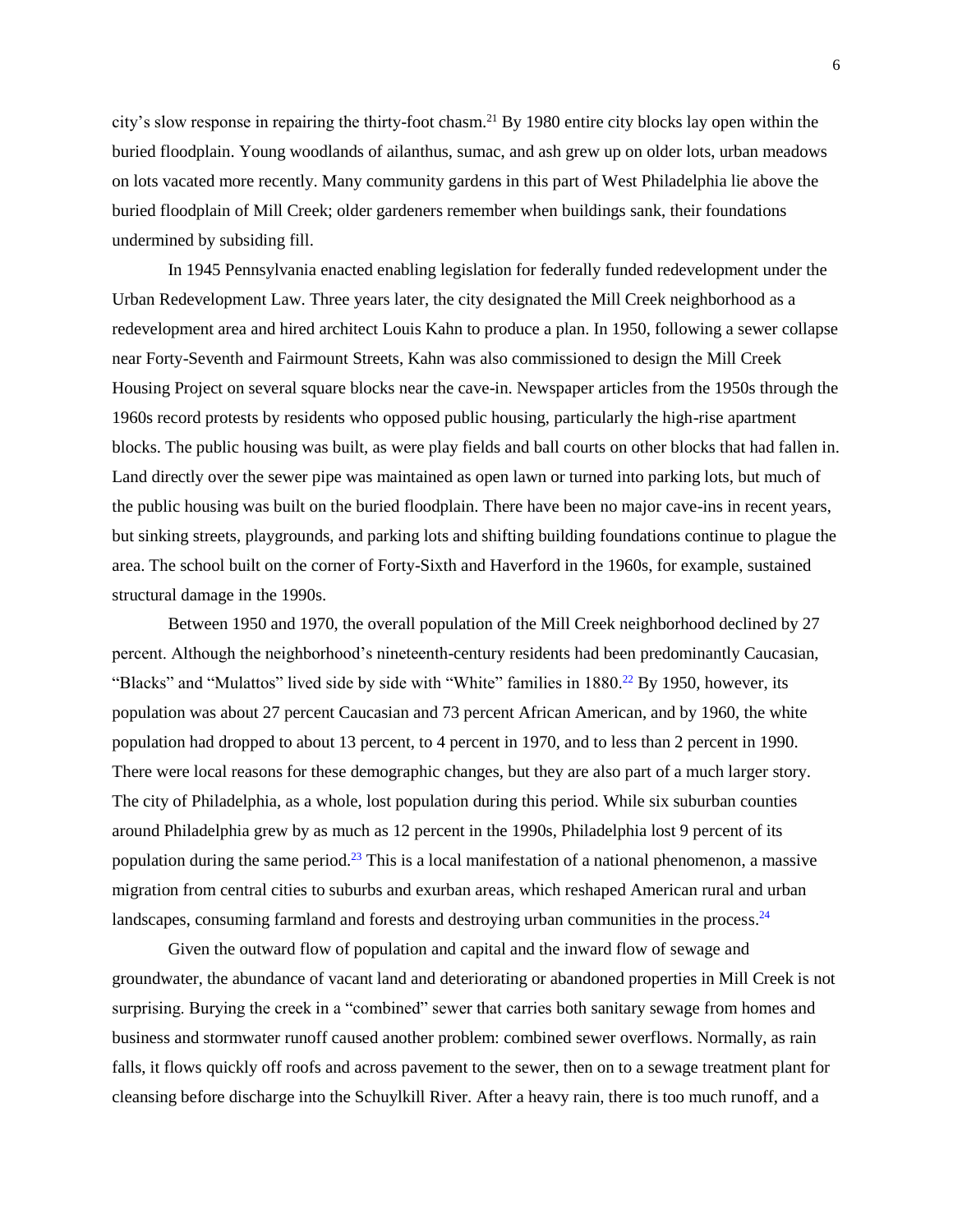city's slow response in repairing the thirty-foot chasm.[21] By 1980 entire city blocks lay open within the buried floodplain. Young woodlands of ailanthus, sumac, and ash grew up on older lots, urban meadows on lots vacated more recently. Many community gardens in this part of West Philadelphia lie above the buried floodplain of Mill Creek; older gardeners remember when buildings sank, their foundations undermined by subsiding fill.

In 1945 Pennsylvania enacted enabling legislation for federally funded redevelopment under the Urban Redevelopment Law. Three years later, the city designated the Mill Creek neighborhood as a redevelopment area and hired architect Louis Kahn to produce a plan. In 1950, following a sewer collapse near Forty-Seventh and Fairmount Streets, Kahn was also commissioned to design the Mill Creek Housing Project on several square blocks near the cave-in. Newspaper articles from the 1950s through the 1960s record protests by residents who opposed public housing, particularly the high-rise apartment blocks. The public housing was built, as were play fields and ball courts on other blocks that had fallen in. Land directly over the sewer pipe was maintained as open lawn or turned into parking lots, but much of the public housing was built on the buried floodplain. There have been no major cave-ins in recent years, but sinking streets, playgrounds, and parking lots and shifting building foundations continue to plague the area. The school built on the corner of Forty-Sixth and Haverford in the 1960s, for example, sustained structural damage in the 1990s.

Between 1950 and 1970, the overall population of the Mill Creek neighborhood declined by 27 percent. Although the neighborhood's nineteenth-century residents had been predominantly Caucasian, "Blacks" and "Mulattos" lived side by side with "White" families in 1880.[22] By 1950, however, its population was about 27 percent Caucasian and 73 percent African American, and by 1960, the white population had dropped to about 13 percent, to 4 percent in 1970, and to less than 2 percent in 1990. There were local reasons for these demographic changes, but they are also part of a much larger story. The city of Philadelphia, as a whole, lost population during this period. While six suburban counties around Philadelphia grew by as much as 12 percent in the 1990s, Philadelphia lost 9 percent of its population during the same period.[23] This is a local manifestation of a national phenomenon, a massive migration from central cities to suburbs and exurban areas, which reshaped American rural and urban landscapes, consuming farmland and forests and destroying urban communities in the process.[24]

Given the outward flow of population and capital and the inward flow of sewage and groundwater, the abundance of vacant land and deteriorating or abandoned properties in Mill Creek is not surprising. Burying the creek in a "combined" sewer that carries both sanitary sewage from homes and business and stormwater runoff caused another problem: combined sewer overflows. Normally, as rain falls, it flows quickly off roofs and across pavement to the sewer, then on to a sewage treatment plant for cleansing before discharge into the Schuylkill River. After a heavy rain, there is too much runoff, and a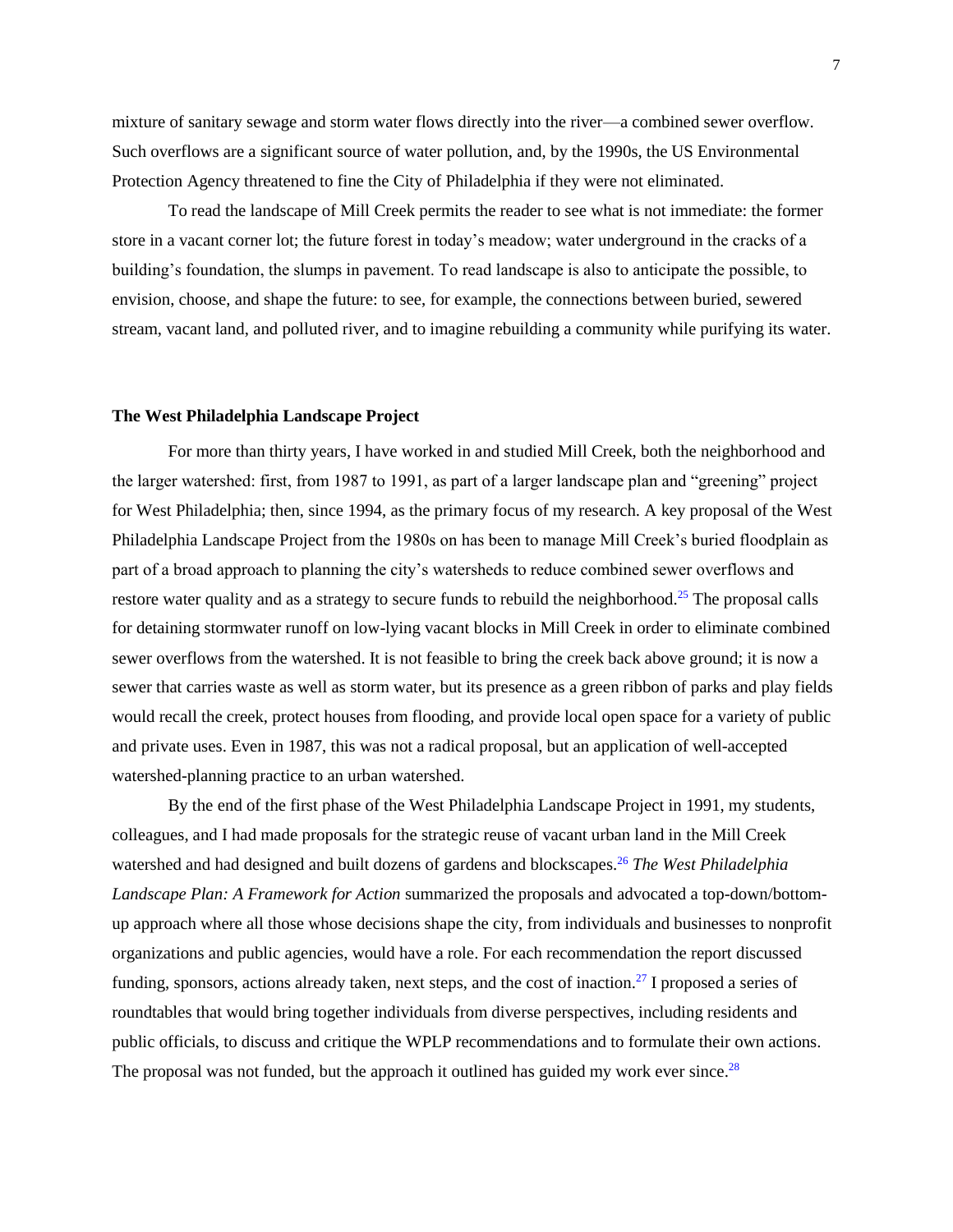mixture of sanitary sewage and storm water flows directly into the river—a combined sewer overflow. Such overflows are a significant source of water pollution, and, by the 1990s, the US Environmental Protection Agency threatened to fine the City of Philadelphia if they were not eliminated.

To read the landscape of Mill Creek permits the reader to see what is not immediate: the former store in a vacant corner lot; the future forest in today's meadow; water underground in the cracks of a building's foundation, the slumps in pavement. To read landscape is also to anticipate the possible, to envision, choose, and shape the future: to see, for example, the connections between buried, sewered stream, vacant land, and polluted river, and to imagine rebuilding a community while purifying its water.

**The West Philadelphia Landscape Project**

For more than thirty years, I have worked in and studied Mill Creek, both the neighborhood and the larger watershed: first, from 1987 to 1991, as part of a larger landscape plan and "greening" project for West Philadelphia; then, since 1994, as the primary focus of my research. A key proposal of the West Philadelphia Landscape Project from the 1980s on has been to manage Mill Creek's buried floodplain as part of a broad approach to planning the city's watersheds to reduce combined sewer overflows and restore water quality and as a strategy to secure funds to rebuild the neighborhood.[25] The proposal calls for detaining stormwater runoff on low-lying vacant blocks in Mill Creek in order to eliminate combined sewer overflows from the watershed. It is not feasible to bring the creek back above ground; it is now a sewer that carries waste as well as storm water, but its presence as a green ribbon of parks and play fields would recall the creek, protect houses from flooding, and provide local open space for a variety of public and private uses. Even in 1987, this was not a radical proposal, but an application of well-accepted watershed-planning practice to an urban watershed.

By the end of the first phase of the West Philadelphia Landscape Project in 1991, my students, colleagues, and I had made proposals for the strategic reuse of vacant urban land in the Mill Creek watershed and had designed and built dozens of gardens and blockscapes.[26] *The West Philadelphia Landscape Plan: A Framework for Action* summarized the proposals and advocated a top-down/bottom-up approach where all those whose decisions shape the city, from individuals and businesses to nonprofit organizations and public agencies, would have a role. For each recommendation the report discussed funding, sponsors, actions already taken, next steps, and the cost of inaction.[27] I proposed a series of roundtables that would bring together individuals from diverse perspectives, including residents and public officials, to discuss and critique the WPLP recommendations and to formulate their own actions. The proposal was not funded, but the approach it outlined has guided my work ever since.[28]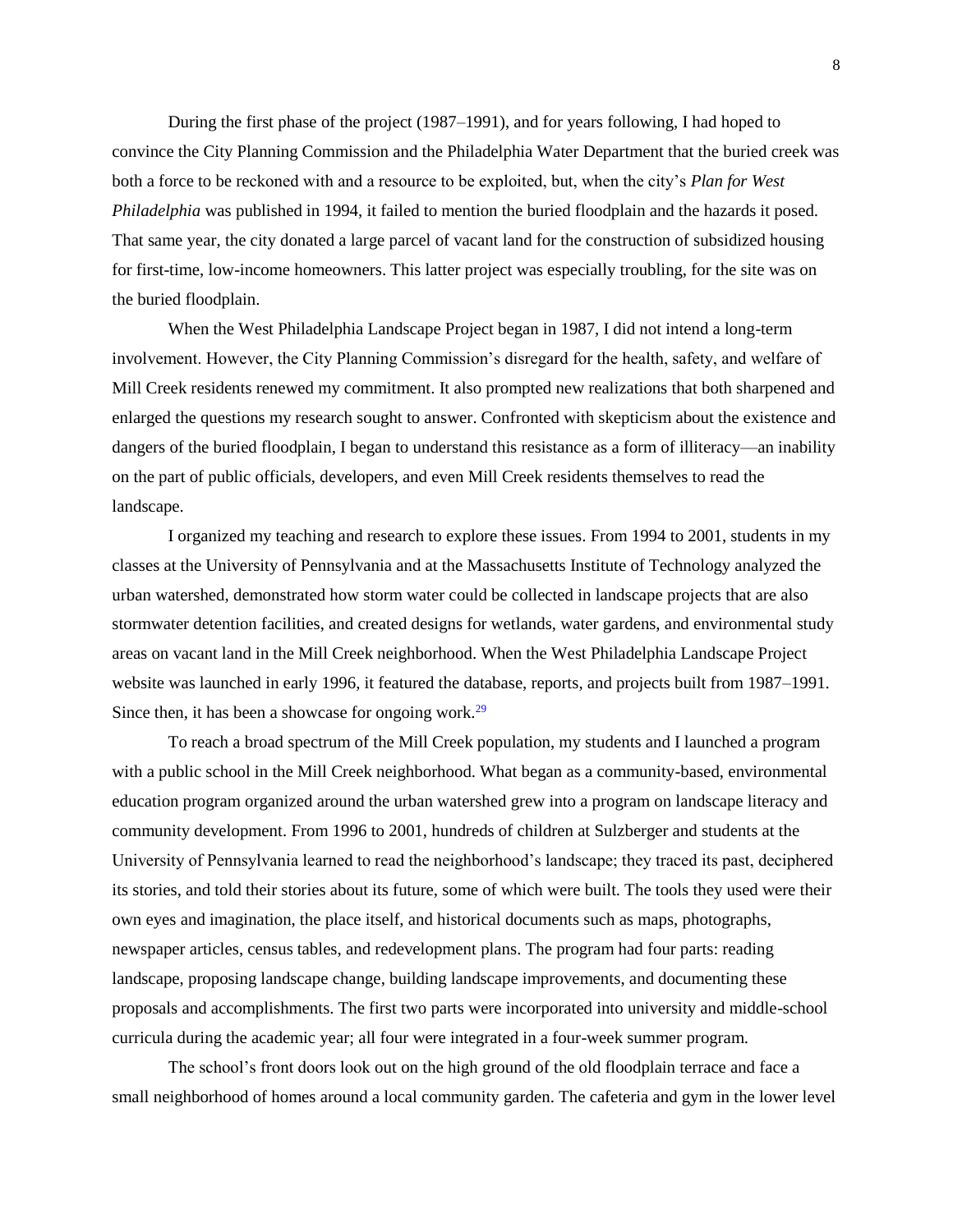During the first phase of the project (1987–1991), and for years following, I had hoped to convince the City Planning Commission and the Philadelphia Water Department that the buried creek was both a force to be reckoned with and a resource to be exploited, but, when the city's *Plan for West Philadelphia* was published in 1994, it failed to mention the buried floodplain and the hazards it posed. That same year, the city donated a large parcel of vacant land for the construction of subsidized housing for first-time, low-income homeowners. This latter project was especially troubling, for the site was on the buried floodplain.

When the West Philadelphia Landscape Project began in 1987, I did not intend a long-term involvement. However, the City Planning Commission's disregard for the health, safety, and welfare of Mill Creek residents renewed my commitment. It also prompted new realizations that both sharpened and enlarged the questions my research sought to answer. Confronted with skepticism about the existence and dangers of the buried floodplain, I began to understand this resistance as a form of illiteracy—an inability on the part of public officials, developers, and even Mill Creek residents themselves to read the landscape.

I organized my teaching and research to explore these issues. From 1994 to 2001, students in my classes at the University of Pennsylvania and at the Massachusetts Institute of Technology analyzed the urban watershed, demonstrated how storm water could be collected in landscape projects that are also stormwater detention facilities, and created designs for wetlands, water gardens, and environmental study areas on vacant land in the Mill Creek neighborhood. When the West Philadelphia Landscape Project website was launched in early 1996, it featured the database, reports, and projects built from 1987–1991. Since then, it has been a showcase for ongoing work.[29]

To reach a broad spectrum of the Mill Creek population, my students and I launched a program with a public school in the Mill Creek neighborhood. What began as a community-based, environmental education program organized around the urban watershed grew into a program on landscape literacy and community development. From 1996 to 2001, hundreds of children at Sulzberger and students at the University of Pennsylvania learned to read the neighborhood's landscape; they traced its past, deciphered its stories, and told their stories about its future, some of which were built. The tools they used were their own eyes and imagination, the place itself, and historical documents such as maps, photographs, newspaper articles, census tables, and redevelopment plans. The program had four parts: reading landscape, proposing landscape change, building landscape improvements, and documenting these proposals and accomplishments. The first two parts were incorporated into university and middle-school curricula during the academic year; all four were integrated in a four-week summer program.

The school's front doors look out on the high ground of the old floodplain terrace and face a small neighborhood of homes around a local community garden. The cafeteria and gym in the lower level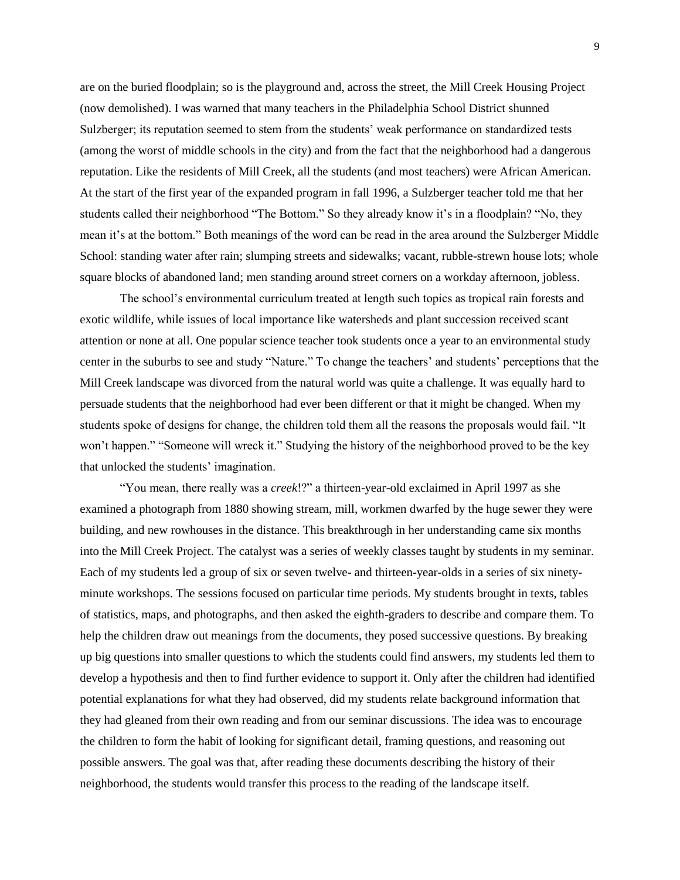are on the buried floodplain; so is the playground and, across the street, the Mill Creek Housing Project (now demolished). I was warned that many teachers in the Philadelphia School District shunned Sulzberger; its reputation seemed to stem from the students' weak performance on standardized tests (among the worst of middle schools in the city) and from the fact that the neighborhood had a dangerous reputation. Like the residents of Mill Creek, all the students (and most teachers) were African American. At the start of the first year of the expanded program in fall 1996, a Sulzberger teacher told me that her students called their neighborhood "The Bottom." So they already know it's in a floodplain? "No, they mean it's at the bottom." Both meanings of the word can be read in the area around the Sulzberger Middle School: standing water after rain; slumping streets and sidewalks; vacant, rubble-strewn house lots; whole square blocks of abandoned land; men standing around street corners on a workday afternoon, jobless.

The school's environmental curriculum treated at length such topics as tropical rain forests and exotic wildlife, while issues of local importance like watersheds and plant succession received scant attention or none at all. One popular science teacher took students once a year to an environmental study center in the suburbs to see and study "Nature." To change the teachers' and students' perceptions that the Mill Creek landscape was divorced from the natural world was quite a challenge. It was equally hard to persuade students that the neighborhood had ever been different or that it might be changed. When my students spoke of designs for change, the children told them all the reasons the proposals would fail. "It won't happen." "Someone will wreck it." Studying the history of the neighborhood proved to be the key that unlocked the students' imagination.

"You mean, there really was a *creek*!?" a thirteen-year-old exclaimed in April 1997 as she examined a photograph from 1880 showing stream, mill, workmen dwarfed by the huge sewer they were building, and new rowhouses in the distance. This breakthrough in her understanding came six months into the Mill Creek Project. The catalyst was a series of weekly classes taught by students in my seminar. Each of my students led a group of six or seven twelve- and thirteen-year-olds in a series of six ninety-minute workshops. The sessions focused on particular time periods. My students brought in texts, tables of statistics, maps, and photographs, and then asked the eighth-graders to describe and compare them. To help the children draw out meanings from the documents, they posed successive questions. By breaking up big questions into smaller questions to which the students could find answers, my students led them to develop a hypothesis and then to find further evidence to support it. Only after the children had identified potential explanations for what they had observed, did my students relate background information that they had gleaned from their own reading and from our seminar discussions. The idea was to encourage the children to form the habit of looking for significant detail, framing questions, and reasoning out possible answers. The goal was that, after reading these documents describing the history of their neighborhood, the students would transfer this process to the reading of the landscape itself.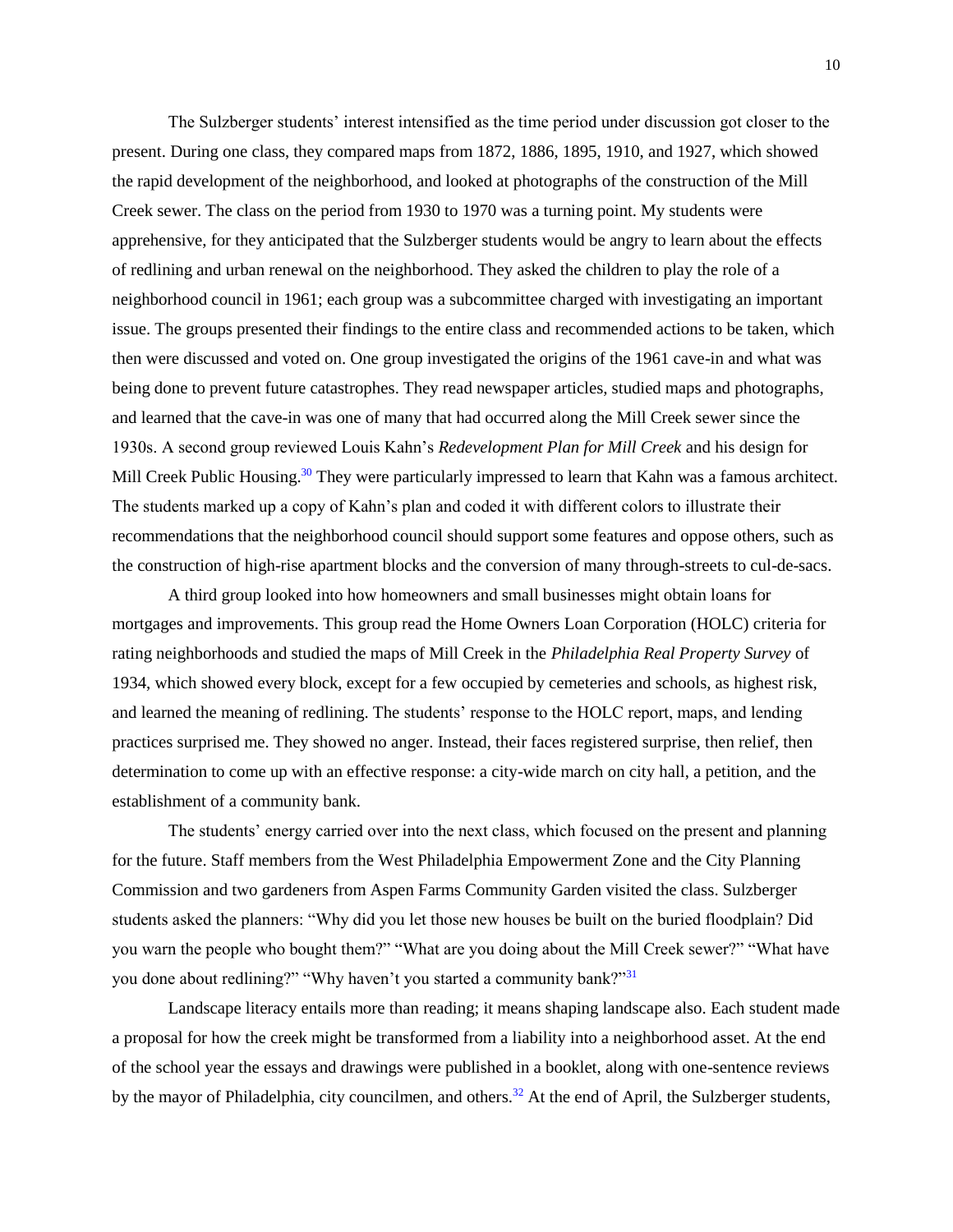The Sulzberger students' interest intensified as the time period under discussion got closer to the present. During one class, they compared maps from 1872, 1886, 1895, 1910, and 1927, which showed the rapid development of the neighborhood, and looked at photographs of the construction of the Mill Creek sewer. The class on the period from 1930 to 1970 was a turning point. My students were apprehensive, for they anticipated that the Sulzberger students would be angry to learn about the effects of redlining and urban renewal on the neighborhood. They asked the children to play the role of a neighborhood council in 1961; each group was a subcommittee charged with investigating an important issue. The groups presented their findings to the entire class and recommended actions to be taken, which then were discussed and voted on. One group investigated the origins of the 1961 cave-in and what was being done to prevent future catastrophes. They read newspaper articles, studied maps and photographs, and learned that the cave-in was one of many that had occurred along the Mill Creek sewer since the 1930s. A second group reviewed Louis Kahn's *Redevelopment Plan for Mill Creek* and his design for Mill Creek Public Housing.[30] They were particularly impressed to learn that Kahn was a famous architect. The students marked up a copy of Kahn's plan and coded it with different colors to illustrate their recommendations that the neighborhood council should support some features and oppose others, such as the construction of high-rise apartment blocks and the conversion of many through-streets to cul-de-sacs.

A third group looked into how homeowners and small businesses might obtain loans for mortgages and improvements. This group read the Home Owners Loan Corporation (HOLC) criteria for rating neighborhoods and studied the maps of Mill Creek in the *Philadelphia Real Property Survey* of 1934, which showed every block, except for a few occupied by cemeteries and schools, as highest risk, and learned the meaning of redlining. The students' response to the HOLC report, maps, and lending practices surprised me. They showed no anger. Instead, their faces registered surprise, then relief, then determination to come up with an effective response: a city-wide march on city hall, a petition, and the establishment of a community bank.

The students' energy carried over into the next class, which focused on the present and planning for the future. Staff members from the West Philadelphia Empowerment Zone and the City Planning Commission and two gardeners from Aspen Farms Community Garden visited the class. Sulzberger students asked the planners: "Why did you let those new houses be built on the buried floodplain? Did you warn the people who bought them?" "What are you doing about the Mill Creek sewer?" "What have you done about redlining?" "Why haven't you started a community bank?"[31]

Landscape literacy entails more than reading; it means shaping landscape also. Each student made a proposal for how the creek might be transformed from a liability into a neighborhood asset. At the end of the school year the essays and drawings were published in a booklet, along with one-sentence reviews by the mayor of Philadelphia, city councilmen, and others.[32] At the end of April, the Sulzberger students,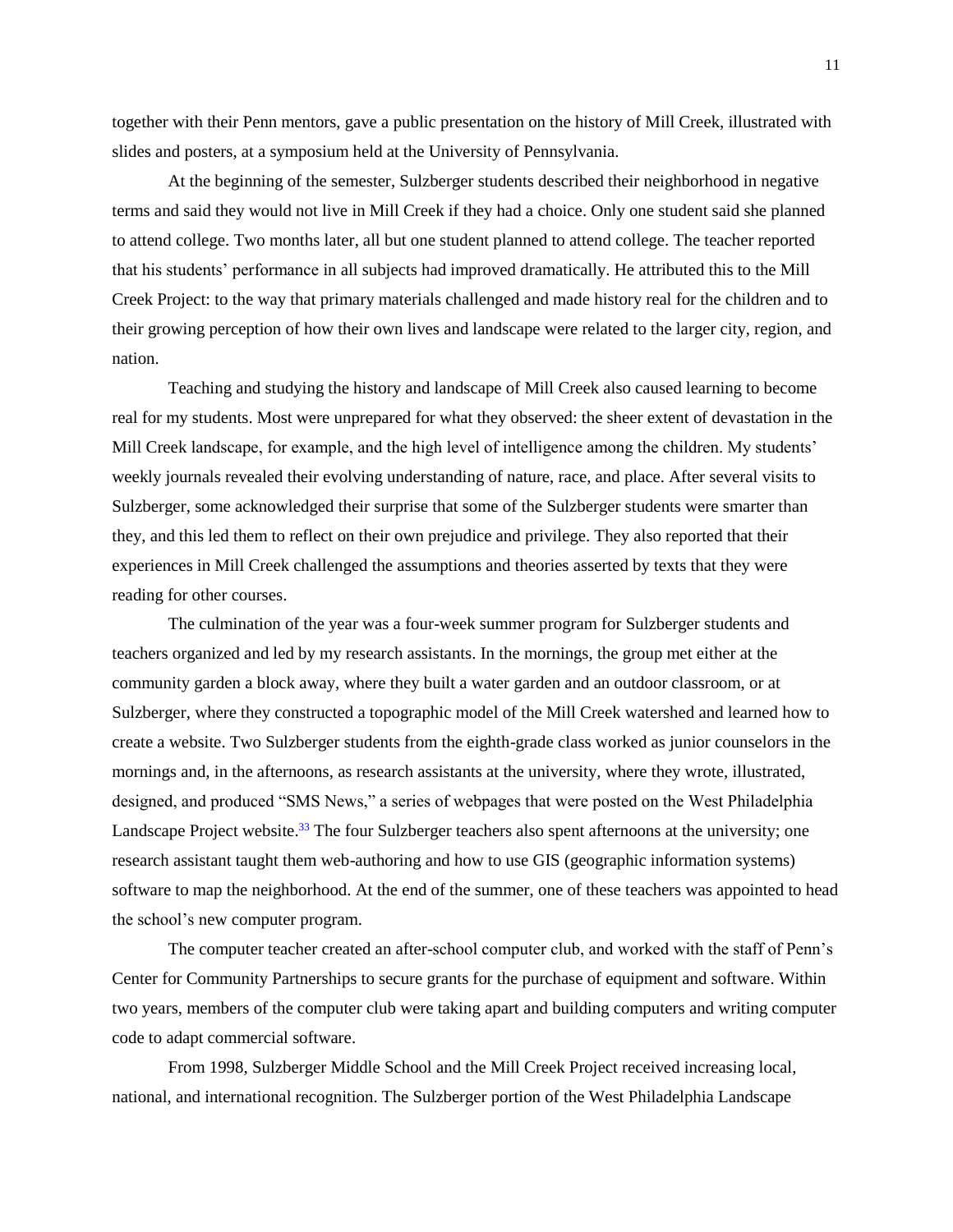together with their Penn mentors, gave a public presentation on the history of Mill Creek, illustrated with slides and posters, at a symposium held at the University of Pennsylvania.

At the beginning of the semester, Sulzberger students described their neighborhood in negative terms and said they would not live in Mill Creek if they had a choice. Only one student said she planned to attend college. Two months later, all but one student planned to attend college. The teacher reported that his students' performance in all subjects had improved dramatically. He attributed this to the Mill Creek Project: to the way that primary materials challenged and made history real for the children and to their growing perception of how their own lives and landscape were related to the larger city, region, and nation.

Teaching and studying the history and landscape of Mill Creek also caused learning to become real for my students. Most were unprepared for what they observed: the sheer extent of devastation in the Mill Creek landscape, for example, and the high level of intelligence among the children. My students' weekly journals revealed their evolving understanding of nature, race, and place. After several visits to Sulzberger, some acknowledged their surprise that some of the Sulzberger students were smarter than they, and this led them to reflect on their own prejudice and privilege. They also reported that their experiences in Mill Creek challenged the assumptions and theories asserted by texts that they were reading for other courses.

The culmination of the year was a four-week summer program for Sulzberger students and teachers organized and led by my research assistants. In the mornings, the group met either at the community garden a block away, where they built a water garden and an outdoor classroom, or at Sulzberger, where they constructed a topographic model of the Mill Creek watershed and learned how to create a website. Two Sulzberger students from the eighth-grade class worked as junior counselors in the mornings and, in the afternoons, as research assistants at the university, where they wrote, illustrated, designed, and produced "SMS News," a series of webpages that were posted on the West Philadelphia Landscape Project website.[33] The four Sulzberger teachers also spent afternoons at the university; one research assistant taught them web-authoring and how to use GIS (geographic information systems) software to map the neighborhood. At the end of the summer, one of these teachers was appointed to head the school's new computer program.

The computer teacher created an after-school computer club, and worked with the staff of Penn's Center for Community Partnerships to secure grants for the purchase of equipment and software. Within two years, members of the computer club were taking apart and building computers and writing computer code to adapt commercial software.

From 1998, Sulzberger Middle School and the Mill Creek Project received increasing local, national, and international recognition. The Sulzberger portion of the West Philadelphia Landscape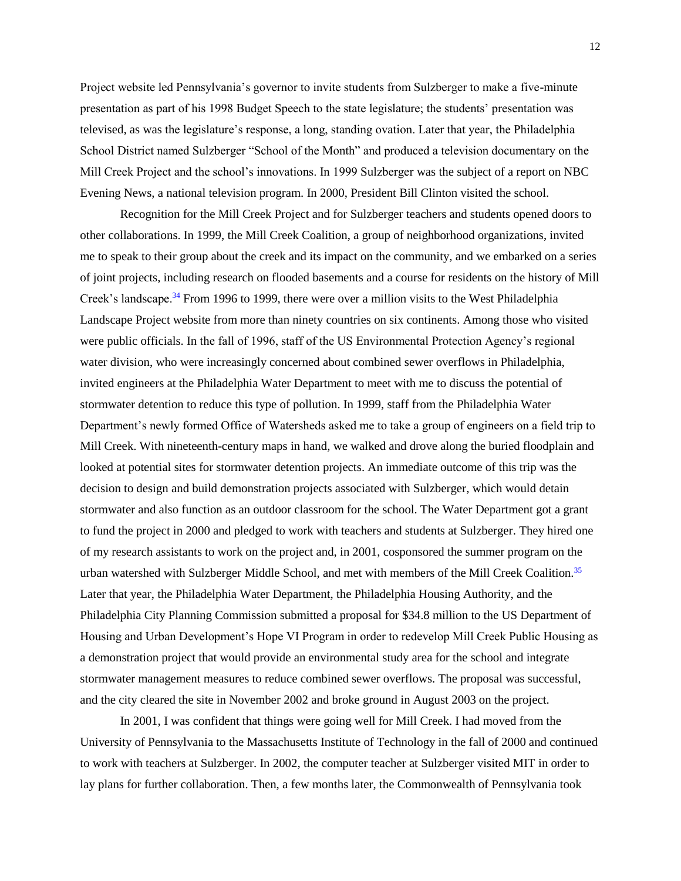Project website led Pennsylvania's governor to invite students from Sulzberger to make a five-minute presentation as part of his 1998 Budget Speech to the state legislature; the students' presentation was televised, as was the legislature's response, a long, standing ovation. Later that year, the Philadelphia School District named Sulzberger "School of the Month" and produced a television documentary on the Mill Creek Project and the school's innovations. In 1999 Sulzberger was the subject of a report on NBC Evening News, a national television program. In 2000, President Bill Clinton visited the school.

Recognition for the Mill Creek Project and for Sulzberger teachers and students opened doors to other collaborations. In 1999, the Mill Creek Coalition, a group of neighborhood organizations, invited me to speak to their group about the creek and its impact on the community, and we embarked on a series of joint projects, including research on flooded basements and a course for residents on the history of Mill Creek's landscape.[34] From 1996 to 1999, there were over a million visits to the West Philadelphia Landscape Project website from more than ninety countries on six continents. Among those who visited were public officials. In the fall of 1996, staff of the US Environmental Protection Agency's regional water division, who were increasingly concerned about combined sewer overflows in Philadelphia, invited engineers at the Philadelphia Water Department to meet with me to discuss the potential of stormwater detention to reduce this type of pollution. In 1999, staff from the Philadelphia Water Department's newly formed Office of Watersheds asked me to take a group of engineers on a field trip to Mill Creek. With nineteenth-century maps in hand, we walked and drove along the buried floodplain and looked at potential sites for stormwater detention projects. An immediate outcome of this trip was the decision to design and build demonstration projects associated with Sulzberger, which would detain stormwater and also function as an outdoor classroom for the school. The Water Department got a grant to fund the project in 2000 and pledged to work with teachers and students at Sulzberger. They hired one of my research assistants to work on the project and, in 2001, cosponsored the summer program on the urban watershed with Sulzberger Middle School, and met with members of the Mill Creek Coalition.[35] Later that year, the Philadelphia Water Department, the Philadelphia Housing Authority, and the Philadelphia City Planning Commission submitted a proposal for $34.8 million to the US Department of Housing and Urban Development's Hope VI Program in order to redevelop Mill Creek Public Housing as a demonstration project that would provide an environmental study area for the school and integrate stormwater management measures to reduce combined sewer overflows. The proposal was successful, and the city cleared the site in November 2002 and broke ground in August 2003 on the project.

In 2001, I was confident that things were going well for Mill Creek. I had moved from the University of Pennsylvania to the Massachusetts Institute of Technology in the fall of 2000 and continued to work with teachers at Sulzberger. In 2002, the computer teacher at Sulzberger visited MIT in order to lay plans for further collaboration. Then, a few months later, the Commonwealth of Pennsylvania took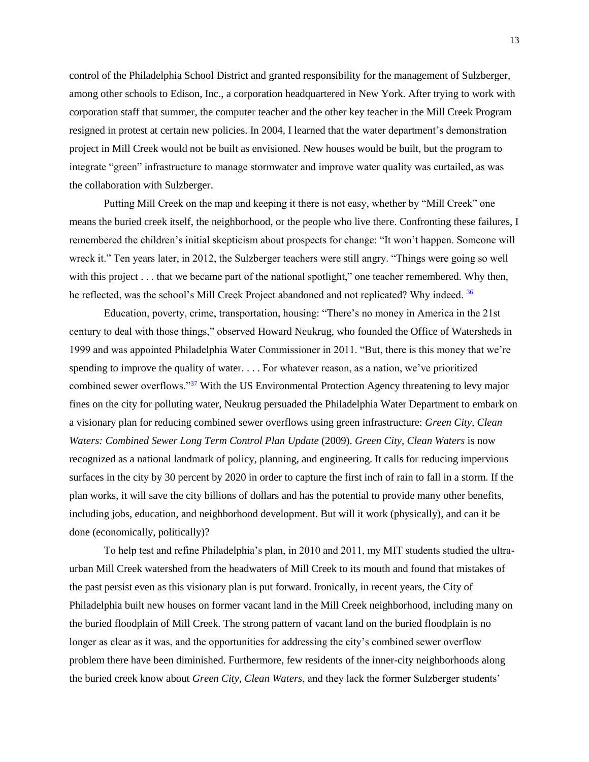control of the Philadelphia School District and granted responsibility for the management of Sulzberger, among other schools to Edison, Inc., a corporation headquartered in New York. After trying to work with corporation staff that summer, the computer teacher and the other key teacher in the Mill Creek Program resigned in protest at certain new policies. In 2004, I learned that the water department's demonstration project in Mill Creek would not be built as envisioned. New houses would be built, but the program to integrate "green" infrastructure to manage stormwater and improve water quality was curtailed, as was the collaboration with Sulzberger.

Putting Mill Creek on the map and keeping it there is not easy, whether by "Mill Creek" one means the buried creek itself, the neighborhood, or the people who live there. Confronting these failures, I remembered the children's initial skepticism about prospects for change: "It won't happen. Someone will wreck it." Ten years later, in 2012, the Sulzberger teachers were still angry. "Things were going so well with this project . . . that we became part of the national spotlight," one teacher remembered. Why then, he reflected, was the school's Mill Creek Project abandoned and not replicated? Why indeed. [36]

Education, poverty, crime, transportation, housing: "There's no money in America in the 21st century to deal with those things," observed Howard Neukrug, who founded the Office of Watersheds in 1999 and was appointed Philadelphia Water Commissioner in 2011. "But, there is this money that we're spending to improve the quality of water. . . . For whatever reason, as a nation, we've prioritized combined sewer overflows."[37] With the US Environmental Protection Agency threatening to levy major fines on the city for polluting water, Neukrug persuaded the Philadelphia Water Department to embark on a visionary plan for reducing combined sewer overflows using green infrastructure: *Green City, Clean Waters: Combined Sewer Long Term Control Plan Update* (2009). *Green City, Clean Waters* is now recognized as a national landmark of policy, planning, and engineering. It calls for reducing impervious surfaces in the city by 30 percent by 2020 in order to capture the first inch of rain to fall in a storm. If the plan works, it will save the city billions of dollars and has the potential to provide many other benefits, including jobs, education, and neighborhood development. But will it work (physically), and can it be done (economically, politically)?

To help test and refine Philadelphia's plan, in 2010 and 2011, my MIT students studied the ultra-urban Mill Creek watershed from the headwaters of Mill Creek to its mouth and found that mistakes of the past persist even as this visionary plan is put forward. Ironically, in recent years, the City of Philadelphia built new houses on former vacant land in the Mill Creek neighborhood, including many on the buried floodplain of Mill Creek. The strong pattern of vacant land on the buried floodplain is no longer as clear as it was, and the opportunities for addressing the city's combined sewer overflow problem there have been diminished. Furthermore, few residents of the inner-city neighborhoods along the buried creek know about *Green City, Clean Waters*, and they lack the former Sulzberger students'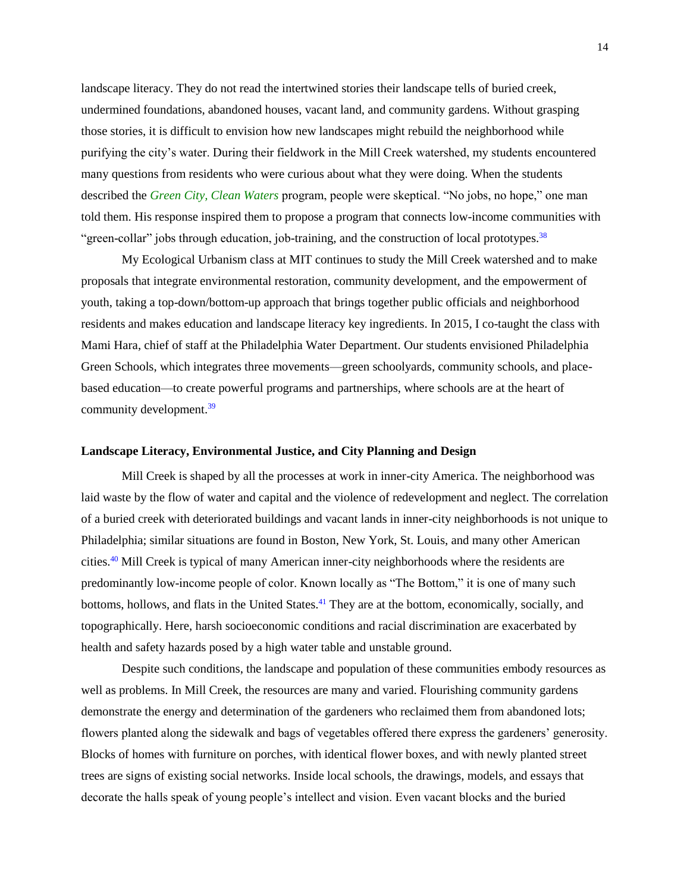landscape literacy. They do not read the intertwined stories their landscape tells of buried creek, undermined foundations, abandoned houses, vacant land, and community gardens. Without grasping those stories, it is difficult to envision how new landscapes might rebuild the neighborhood while purifying the city's water. During their fieldwork in the Mill Creek watershed, my students encountered many questions from residents who were curious about what they were doing. When the students described the *Green City, Clean Waters* program, people were skeptical. "No jobs, no hope," one man told them. His response inspired them to propose a program that connects low-income communities with "green-collar" jobs through education, job-training, and the construction of local prototypes.[38]

My Ecological Urbanism class at MIT continues to study the Mill Creek watershed and to make proposals that integrate environmental restoration, community development, and the empowerment of youth, taking a top-down/bottom-up approach that brings together public officials and neighborhood residents and makes education and landscape literacy key ingredients. In 2015, I co-taught the class with Mami Hara, chief of staff at the Philadelphia Water Department. Our students envisioned Philadelphia Green Schools, which integrates three movements—green schoolyards, community schools, and place-based education—to create powerful programs and partnerships, where schools are at the heart of community development.[39]

**Landscape Literacy, Environmental Justice, and City Planning and Design**

Mill Creek is shaped by all the processes at work in inner-city America. The neighborhood was laid waste by the flow of water and capital and the violence of redevelopment and neglect. The correlation of a buried creek with deteriorated buildings and vacant lands in inner-city neighborhoods is not unique to Philadelphia; similar situations are found in Boston, New York, St. Louis, and many other American cities.[40] Mill Creek is typical of many American inner-city neighborhoods where the residents are predominantly low-income people of color. Known locally as "The Bottom," it is one of many such bottoms, hollows, and flats in the United States.[41] They are at the bottom, economically, socially, and topographically. Here, harsh socioeconomic conditions and racial discrimination are exacerbated by health and safety hazards posed by a high water table and unstable ground.

Despite such conditions, the landscape and population of these communities embody resources as well as problems. In Mill Creek, the resources are many and varied. Flourishing community gardens demonstrate the energy and determination of the gardeners who reclaimed them from abandoned lots; flowers planted along the sidewalk and bags of vegetables offered there express the gardeners' generosity. Blocks of homes with furniture on porches, with identical flower boxes, and with newly planted street trees are signs of existing social networks. Inside local schools, the drawings, models, and essays that decorate the halls speak of young people's intellect and vision. Even vacant blocks and the buried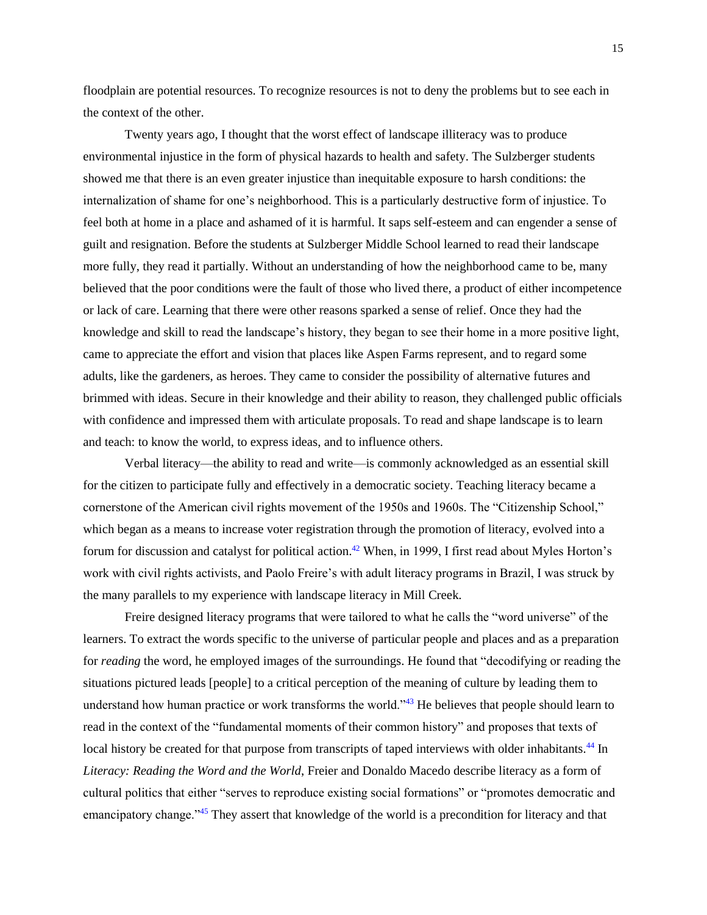floodplain are potential resources. To recognize resources is not to deny the problems but to see each in the context of the other.

Twenty years ago, I thought that the worst effect of landscape illiteracy was to produce environmental injustice in the form of physical hazards to health and safety. The Sulzberger students showed me that there is an even greater injustice than inequitable exposure to harsh conditions: the internalization of shame for one's neighborhood. This is a particularly destructive form of injustice. To feel both at home in a place and ashamed of it is harmful. It saps self-esteem and can engender a sense of guilt and resignation. Before the students at Sulzberger Middle School learned to read their landscape more fully, they read it partially. Without an understanding of how the neighborhood came to be, many believed that the poor conditions were the fault of those who lived there, a product of either incompetence or lack of care. Learning that there were other reasons sparked a sense of relief. Once they had the knowledge and skill to read the landscape's history, they began to see their home in a more positive light, came to appreciate the effort and vision that places like Aspen Farms represent, and to regard some adults, like the gardeners, as heroes. They came to consider the possibility of alternative futures and brimmed with ideas. Secure in their knowledge and their ability to reason, they challenged public officials with confidence and impressed them with articulate proposals. To read and shape landscape is to learn and teach: to know the world, to express ideas, and to influence others.

Verbal literacy—the ability to read and write—is commonly acknowledged as an essential skill for the citizen to participate fully and effectively in a democratic society. Teaching literacy became a cornerstone of the American civil rights movement of the 1950s and 1960s. The "Citizenship School," which began as a means to increase voter registration through the promotion of literacy, evolved into a forum for discussion and catalyst for political action.[42] When, in 1999, I first read about Myles Horton's work with civil rights activists, and Paolo Freire's with adult literacy programs in Brazil, I was struck by the many parallels to my experience with landscape literacy in Mill Creek.

Freire designed literacy programs that were tailored to what he calls the "word universe" of the learners. To extract the words specific to the universe of particular people and places and as a preparation for *reading* the word, he employed images of the surroundings. He found that "decodifying or reading the situations pictured leads [people] to a critical perception of the meaning of culture by leading them to understand how human practice or work transforms the world."[43] He believes that people should learn to read in the context of the "fundamental moments of their common history" and proposes that texts of local history be created for that purpose from transcripts of taped interviews with older inhabitants.[44] In *Literacy: Reading the Word and the World*, Freier and Donaldo Macedo describe literacy as a form of cultural politics that either "serves to reproduce existing social formations" or "promotes democratic and emancipatory change."[45] They assert that knowledge of the world is a precondition for literacy and that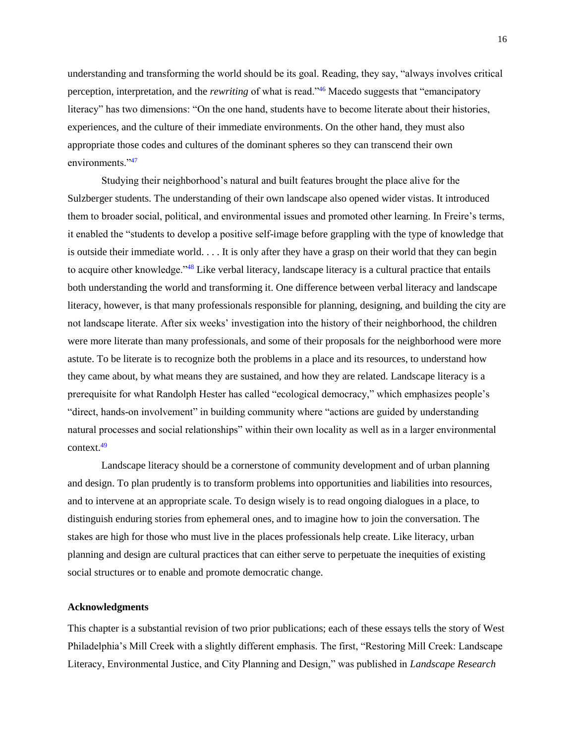understanding and transforming the world should be its goal. Reading, they say, "always involves critical perception, interpretation, and the *rewriting* of what is read."[46] Macedo suggests that "emancipatory literacy" has two dimensions: "On the one hand, students have to become literate about their histories, experiences, and the culture of their immediate environments. On the other hand, they must also appropriate those codes and cultures of the dominant spheres so they can transcend their own environments."[47]

Studying their neighborhood's natural and built features brought the place alive for the Sulzberger students. The understanding of their own landscape also opened wider vistas. It introduced them to broader social, political, and environmental issues and promoted other learning. In Freire's terms, it enabled the "students to develop a positive self-image before grappling with the type of knowledge that is outside their immediate world. . . . It is only after they have a grasp on their world that they can begin to acquire other knowledge."[48] Like verbal literacy, landscape literacy is a cultural practice that entails both understanding the world and transforming it. One difference between verbal literacy and landscape literacy, however, is that many professionals responsible for planning, designing, and building the city are not landscape literate. After six weeks' investigation into the history of their neighborhood, the children were more literate than many professionals, and some of their proposals for the neighborhood were more astute. To be literate is to recognize both the problems in a place and its resources, to understand how they came about, by what means they are sustained, and how they are related. Landscape literacy is a prerequisite for what Randolph Hester has called "ecological democracy," which emphasizes people's "direct, hands-on involvement" in building community where "actions are guided by understanding natural processes and social relationships" within their own locality as well as in a larger environmental context.[49]

Landscape literacy should be a cornerstone of community development and of urban planning and design. To plan prudently is to transform problems into opportunities and liabilities into resources, and to intervene at an appropriate scale. To design wisely is to read ongoing dialogues in a place, to distinguish enduring stories from ephemeral ones, and to imagine how to join the conversation. The stakes are high for those who must live in the places professionals help create. Like literacy, urban planning and design are cultural practices that can either serve to perpetuate the inequities of existing social structures or to enable and promote democratic change.

### Acknowledgments

This chapter is a substantial revision of two prior publications; each of these essays tells the story of West Philadelphia's Mill Creek with a slightly different emphasis. The first, "Restoring Mill Creek: Landscape Literacy, Environmental Justice, and City Planning and Design," was published in *Landscape Research*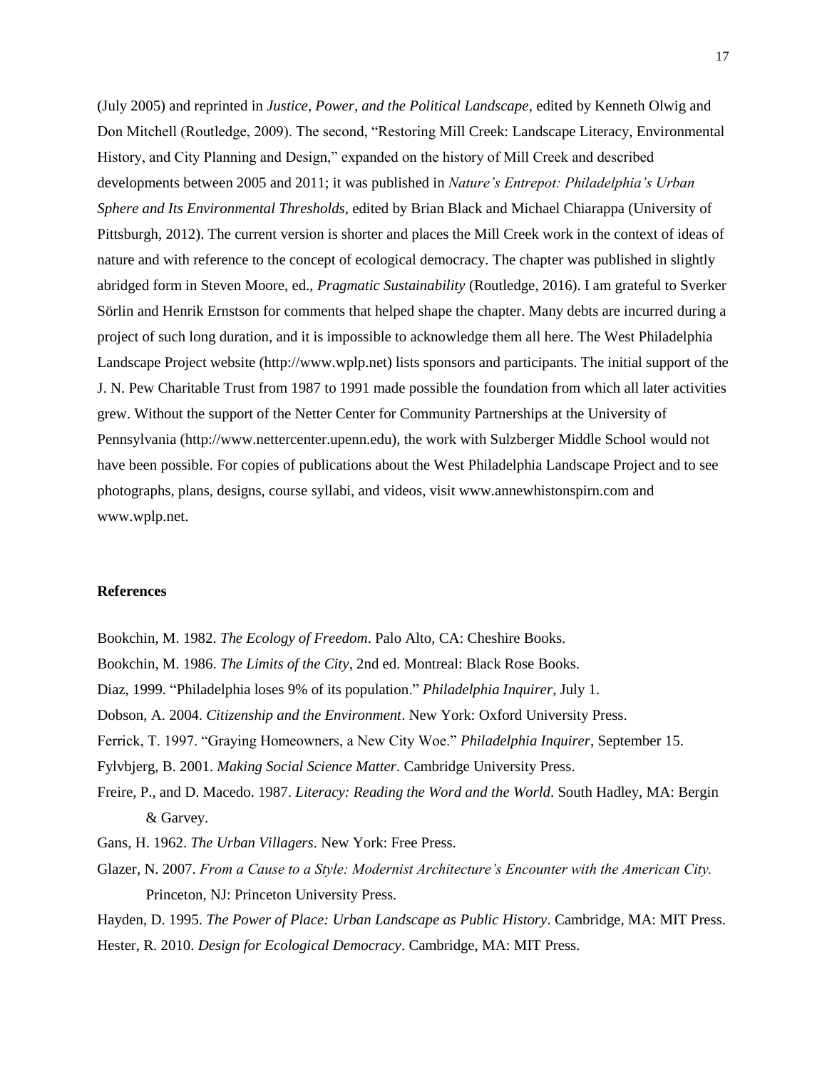(July 2005) and reprinted in *Justice, Power, and the Political Landscape*, edited by Kenneth Olwig and Don Mitchell (Routledge, 2009). The second, "Restoring Mill Creek: Landscape Literacy, Environmental History, and City Planning and Design," expanded on the history of Mill Creek and described developments between 2005 and 2011; it was published in *Nature's Entrepot: Philadelphia's Urban Sphere and Its Environmental Thresholds*, edited by Brian Black and Michael Chiarappa (University of Pittsburgh, 2012). The current version is shorter and places the Mill Creek work in the context of ideas of nature and with reference to the concept of ecological democracy. The chapter was published in slightly abridged form in Steven Moore, ed., *Pragmatic Sustainability* (Routledge, 2016). I am grateful to Sverker Sörlin and Henrik Ernstson for comments that helped shape the chapter. Many debts are incurred during a project of such long duration, and it is impossible to acknowledge them all here. The West Philadelphia Landscape Project website (http://www.wplp.net) lists sponsors and participants. The initial support of the J. N. Pew Charitable Trust from 1987 to 1991 made possible the foundation from which all later activities grew. Without the support of the Netter Center for Community Partnerships at the University of Pennsylvania (http://www.nettercenter.upenn.edu), the work with Sulzberger Middle School would not have been possible. For copies of publications about the West Philadelphia Landscape Project and to see photographs, plans, designs, course syllabi, and videos, visit www.annewhistonspirn.com and www.wplp.net.

**References**

Bookchin, M. 1982. *The Ecology of Freedom*. Palo Alto, CA: Cheshire Books.

Bookchin, M. 1986. *The Limits of the City*, 2nd ed. Montreal: Black Rose Books.

Diaz, 1999. "Philadelphia loses 9% of its population." *Philadelphia Inquirer*, July 1.

Dobson, A. 2004. *Citizenship and the Environment*. New York: Oxford University Press.

Ferrick, T. 1997. "Graying Homeowners, a New City Woe." *Philadelphia Inquirer*, September 15.

Fylvbjerg, B. 2001. *Making Social Science Matter*. Cambridge University Press.

Freire, P., and D. Macedo. 1987. *Literacy: Reading the Word and the World*. South Hadley, MA: Bergin & Garvey.

Gans, H. 1962. *The Urban Villagers*. New York: Free Press.

Glazer, N. 2007. *From a Cause to a Style: Modernist Architecture's Encounter with the American City.* Princeton, NJ: Princeton University Press.

Hayden, D. 1995. *The Power of Place: Urban Landscape as Public History*. Cambridge, MA: MIT Press.

Hester, R. 2010. *Design for Ecological Democracy*. Cambridge, MA: MIT Press.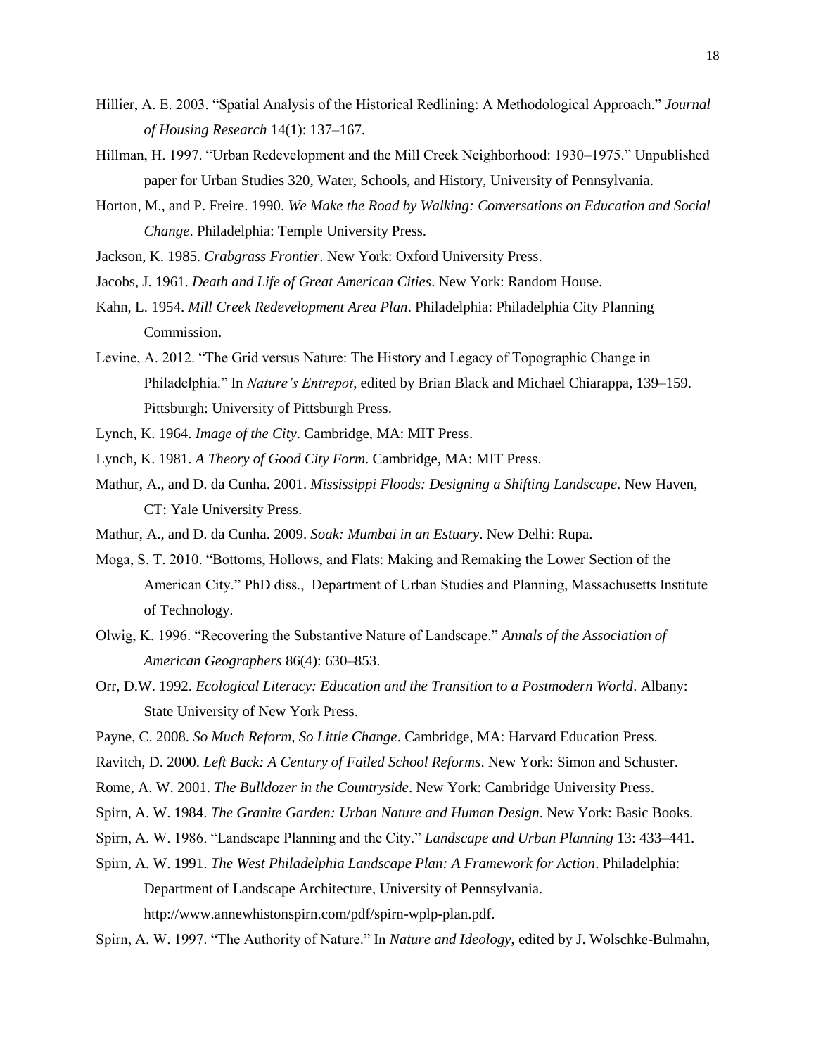Hillier, A. E. 2003. "Spatial Analysis of the Historical Redlining: A Methodological Approach." *Journal of Housing Research* 14(1): 137–167.

Hillman, H. 1997. "Urban Redevelopment and the Mill Creek Neighborhood: 1930–1975." Unpublished paper for Urban Studies 320, Water, Schools, and History, University of Pennsylvania.

Horton, M., and P. Freire. 1990. *We Make the Road by Walking: Conversations on Education and Social Change*. Philadelphia: Temple University Press.

Jackson, K. 1985. *Crabgrass Frontier*. New York: Oxford University Press.

Jacobs, J. 1961. *Death and Life of Great American Cities*. New York: Random House.

Kahn, L. 1954. *Mill Creek Redevelopment Area Plan*. Philadelphia: Philadelphia City Planning Commission.

Levine, A. 2012. "The Grid versus Nature: The History and Legacy of Topographic Change in Philadelphia." In *Nature's Entrepot*, edited by Brian Black and Michael Chiarappa, 139–159. Pittsburgh: University of Pittsburgh Press.

Lynch, K. 1964. *Image of the City*. Cambridge, MA: MIT Press.

Lynch, K. 1981. *A Theory of Good City Form*. Cambridge, MA: MIT Press.

Mathur, A., and D. da Cunha. 2001. *Mississippi Floods: Designing a Shifting Landscape*. New Haven, CT: Yale University Press.

Mathur, A., and D. da Cunha. 2009. *Soak: Mumbai in an Estuary*. New Delhi: Rupa.

Moga, S. T. 2010. "Bottoms, Hollows, and Flats: Making and Remaking the Lower Section of the American City." PhD diss., Department of Urban Studies and Planning, Massachusetts Institute of Technology.

Olwig, K. 1996. "Recovering the Substantive Nature of Landscape." *Annals of the Association of American Geographers* 86(4): 630–853.

Orr, D.W. 1992. *Ecological Literacy: Education and the Transition to a Postmodern World*. Albany: State University of New York Press.

Payne, C. 2008. *So Much Reform, So Little Change*. Cambridge, MA: Harvard Education Press.

Ravitch, D. 2000. *Left Back: A Century of Failed School Reforms*. New York: Simon and Schuster.

Rome, A. W. 2001. *The Bulldozer in the Countryside*. New York: Cambridge University Press.

Spirn, A. W. 1984. *The Granite Garden: Urban Nature and Human Design*. New York: Basic Books.

Spirn, A. W. 1986. "Landscape Planning and the City." *Landscape and Urban Planning* 13: 433–441.

Spirn, A. W. 1991. *The West Philadelphia Landscape Plan: A Framework for Action*. Philadelphia: Department of Landscape Architecture, University of Pennsylvania. http://www.annewhistonspirn.com/pdf/spirn-wplp-plan.pdf.

Spirn, A. W. 1997. "The Authority of Nature." In *Nature and Ideology*, edited by J. Wolschke-Bulmahn,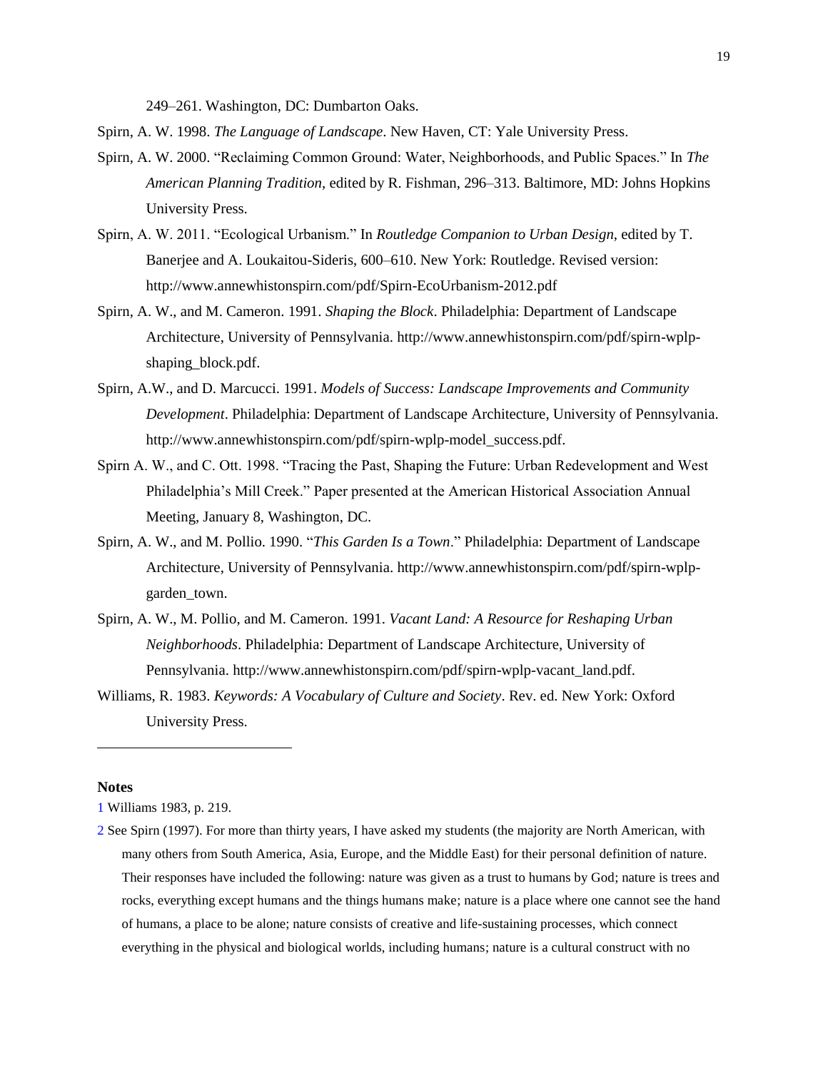249–261. Washington, DC: Dumbarton Oaks.

Spirn, A. W. 1998. *The Language of Landscape*. New Haven, CT: Yale University Press.

Spirn, A. W. 2000. "Reclaiming Common Ground: Water, Neighborhoods, and Public Spaces." In *The American Planning Tradition*, edited by R. Fishman, 296–313. Baltimore, MD: Johns Hopkins University Press.

Spirn, A. W. 2011. "Ecological Urbanism." In *Routledge Companion to Urban Design*, edited by T. Banerjee and A. Loukaitou-Sideris, 600–610. New York: Routledge. Revised version: http://www.annewhistonspirn.com/pdf/Spirn-EcoUrbanism-2012.pdf

Spirn, A. W., and M. Cameron. 1991. *Shaping the Block*. Philadelphia: Department of Landscape Architecture, University of Pennsylvania. http://www.annewhistonspirn.com/pdf/spirn-wplp-shaping_block.pdf.

Spirn, A.W., and D. Marcucci. 1991. *Models of Success: Landscape Improvements and Community Development*. Philadelphia: Department of Landscape Architecture, University of Pennsylvania. http://www.annewhistonspirn.com/pdf/spirn-wplp-model_success.pdf.

Spirn A. W., and C. Ott. 1998. "Tracing the Past, Shaping the Future: Urban Redevelopment and West Philadelphia's Mill Creek." Paper presented at the American Historical Association Annual Meeting, January 8, Washington, DC.

Spirn, A. W., and M. Pollio. 1990. "*This Garden Is a Town*." Philadelphia: Department of Landscape Architecture, University of Pennsylvania. http://www.annewhistonspirn.com/pdf/spirn-wplp-garden_town.

Spirn, A. W., M. Pollio, and M. Cameron. 1991. *Vacant Land: A Resource for Reshaping Urban Neighborhoods*. Philadelphia: Department of Landscape Architecture, University of Pennsylvania. http://www.annewhistonspirn.com/pdf/spirn-wplp-vacant_land.pdf.

Williams, R. 1983. *Keywords: A Vocabulary of Culture and Society*. Rev. ed. New York: Oxford University Press.

---

**Notes**

1 Williams 1983, p. 219.

2 See Spirn (1997). For more than thirty years, I have asked my students (the majority are North American, with many others from South America, Asia, Europe, and the Middle East) for their personal definition of nature. Their responses have included the following: nature was given as a trust to humans by God; nature is trees and rocks, everything except humans and the things humans make; nature is a place where one cannot see the hand of humans, a place to be alone; nature consists of creative and life-sustaining processes, which connect everything in the physical and biological worlds, including humans; nature is a cultural construct with no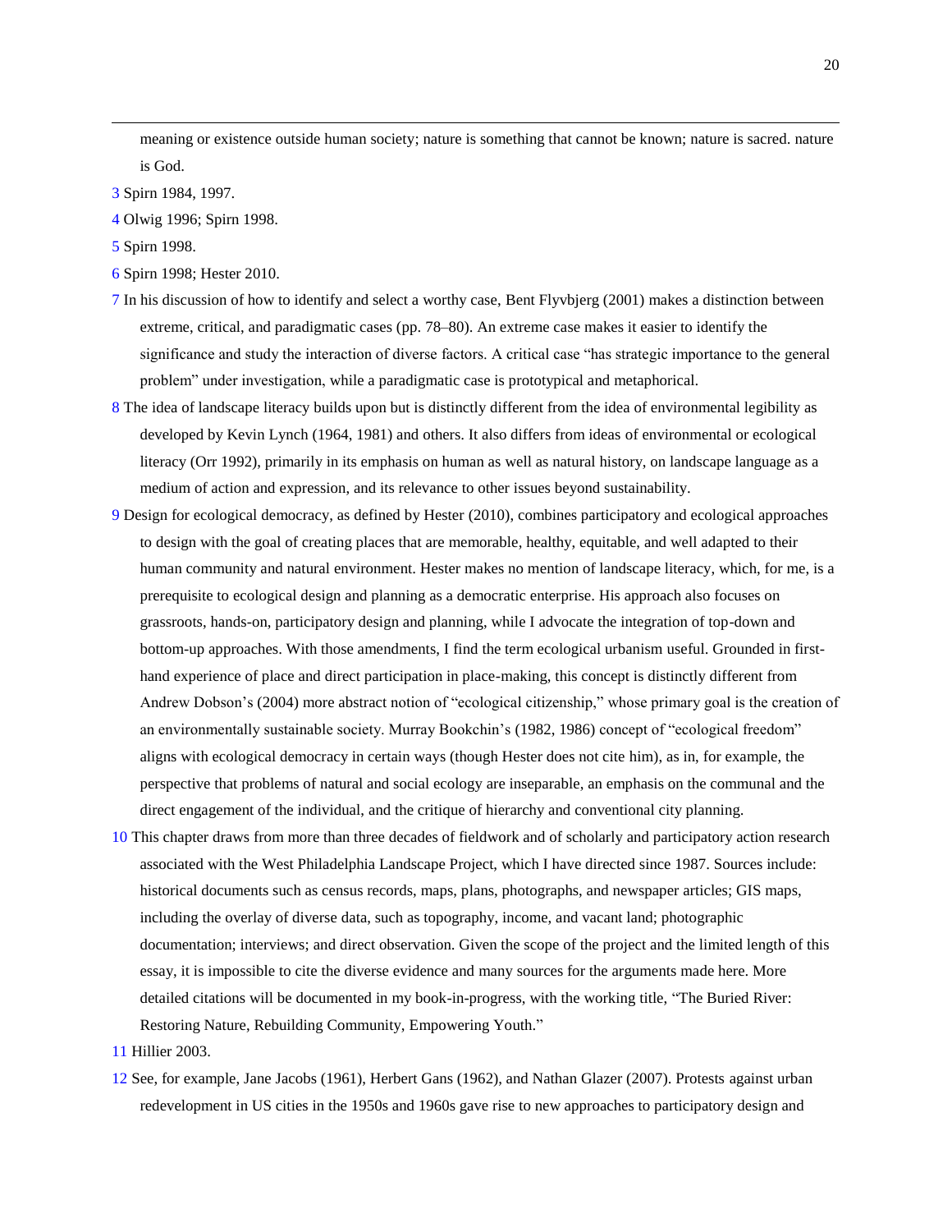meaning or existence outside human society; nature is something that cannot be known; nature is sacred. nature is God.

3 Spirn 1984, 1997.

4 Olwig 1996; Spirn 1998.

5 Spirn 1998.

6 Spirn 1998; Hester 2010.

7 In his discussion of how to identify and select a worthy case, Bent Flyvbjerg (2001) makes a distinction between extreme, critical, and paradigmatic cases (pp. 78–80). An extreme case makes it easier to identify the significance and study the interaction of diverse factors. A critical case "has strategic importance to the general problem" under investigation, while a paradigmatic case is prototypical and metaphorical.

8 The idea of landscape literacy builds upon but is distinctly different from the idea of environmental legibility as developed by Kevin Lynch (1964, 1981) and others. It also differs from ideas of environmental or ecological literacy (Orr 1992), primarily in its emphasis on human as well as natural history, on landscape language as a medium of action and expression, and its relevance to other issues beyond sustainability.

9 Design for ecological democracy, as defined by Hester (2010), combines participatory and ecological approaches to design with the goal of creating places that are memorable, healthy, equitable, and well adapted to their human community and natural environment. Hester makes no mention of landscape literacy, which, for me, is a prerequisite to ecological design and planning as a democratic enterprise. His approach also focuses on grassroots, hands-on, participatory design and planning, while I advocate the integration of top-down and bottom-up approaches. With those amendments, I find the term ecological urbanism useful. Grounded in first-hand experience of place and direct participation in place-making, this concept is distinctly different from Andrew Dobson's (2004) more abstract notion of "ecological citizenship," whose primary goal is the creation of an environmentally sustainable society. Murray Bookchin's (1982, 1986) concept of "ecological freedom" aligns with ecological democracy in certain ways (though Hester does not cite him), as in, for example, the perspective that problems of natural and social ecology are inseparable, an emphasis on the communal and the direct engagement of the individual, and the critique of hierarchy and conventional city planning.

10 This chapter draws from more than three decades of fieldwork and of scholarly and participatory action research associated with the West Philadelphia Landscape Project, which I have directed since 1987. Sources include: historical documents such as census records, maps, plans, photographs, and newspaper articles; GIS maps, including the overlay of diverse data, such as topography, income, and vacant land; photographic documentation; interviews; and direct observation. Given the scope of the project and the limited length of this essay, it is impossible to cite the diverse evidence and many sources for the arguments made here. More detailed citations will be documented in my book-in-progress, with the working title, "The Buried River: Restoring Nature, Rebuilding Community, Empowering Youth."

11 Hillier 2003.

12 See, for example, Jane Jacobs (1961), Herbert Gans (1962), and Nathan Glazer (2007). Protests against urban redevelopment in US cities in the 1950s and 1960s gave rise to new approaches to participatory design and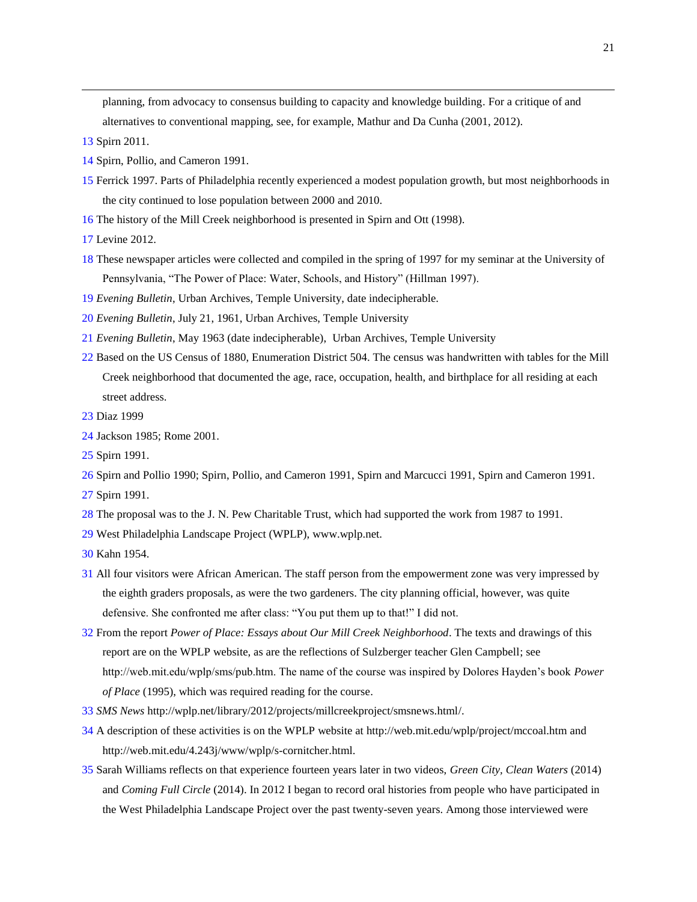planning, from advocacy to consensus building to capacity and knowledge building. For a critique of and alternatives to conventional mapping, see, for example, Mathur and Da Cunha (2001, 2012).

13 Spirn 2011.

14 Spirn, Pollio, and Cameron 1991.

15 Ferrick 1997. Parts of Philadelphia recently experienced a modest population growth, but most neighborhoods in the city continued to lose population between 2000 and 2010.

16 The history of the Mill Creek neighborhood is presented in Spirn and Ott (1998).

17 Levine 2012.

18 These newspaper articles were collected and compiled in the spring of 1997 for my seminar at the University of Pennsylvania, "The Power of Place: Water, Schools, and History" (Hillman 1997).

19 *Evening Bulletin*, Urban Archives, Temple University, date indecipherable.

20 *Evening Bulletin*, July 21, 1961, Urban Archives, Temple University

21 *Evening Bulletin*, May 1963 (date indecipherable), Urban Archives, Temple University

22 Based on the US Census of 1880, Enumeration District 504. The census was handwritten with tables for the Mill Creek neighborhood that documented the age, race, occupation, health, and birthplace for all residing at each street address.

23 Diaz 1999

24 Jackson 1985; Rome 2001.

25 Spirn 1991.

26 Spirn and Pollio 1990; Spirn, Pollio, and Cameron 1991, Spirn and Marcucci 1991, Spirn and Cameron 1991.

27 Spirn 1991.

28 The proposal was to the J. N. Pew Charitable Trust, which had supported the work from 1987 to 1991.

29 West Philadelphia Landscape Project (WPLP), www.wplp.net.

30 Kahn 1954.

31 All four visitors were African American. The staff person from the empowerment zone was very impressed by the eighth graders proposals, as were the two gardeners. The city planning official, however, was quite defensive. She confronted me after class: "You put them up to that!" I did not.

32 From the report *Power of Place: Essays about Our Mill Creek Neighborhood*. The texts and drawings of this report are on the WPLP website, as are the reflections of Sulzberger teacher Glen Campbell; see http://web.mit.edu/wplp/sms/pub.htm. The name of the course was inspired by Dolores Hayden's book *Power of Place* (1995), which was required reading for the course.

33 *SMS News* http://wplp.net/library/2012/projects/millcreekproject/smsnews.html/.

34 A description of these activities is on the WPLP website at http://web.mit.edu/wplp/project/mccoal.htm and http://web.mit.edu/4.243j/www/wplp/s-cornitcher.html.

35 Sarah Williams reflects on that experience fourteen years later in two videos, *Green City, Clean Waters* (2014) and *Coming Full Circle* (2014). In 2012 I began to record oral histories from people who have participated in the West Philadelphia Landscape Project over the past twenty-seven years. Among those interviewed were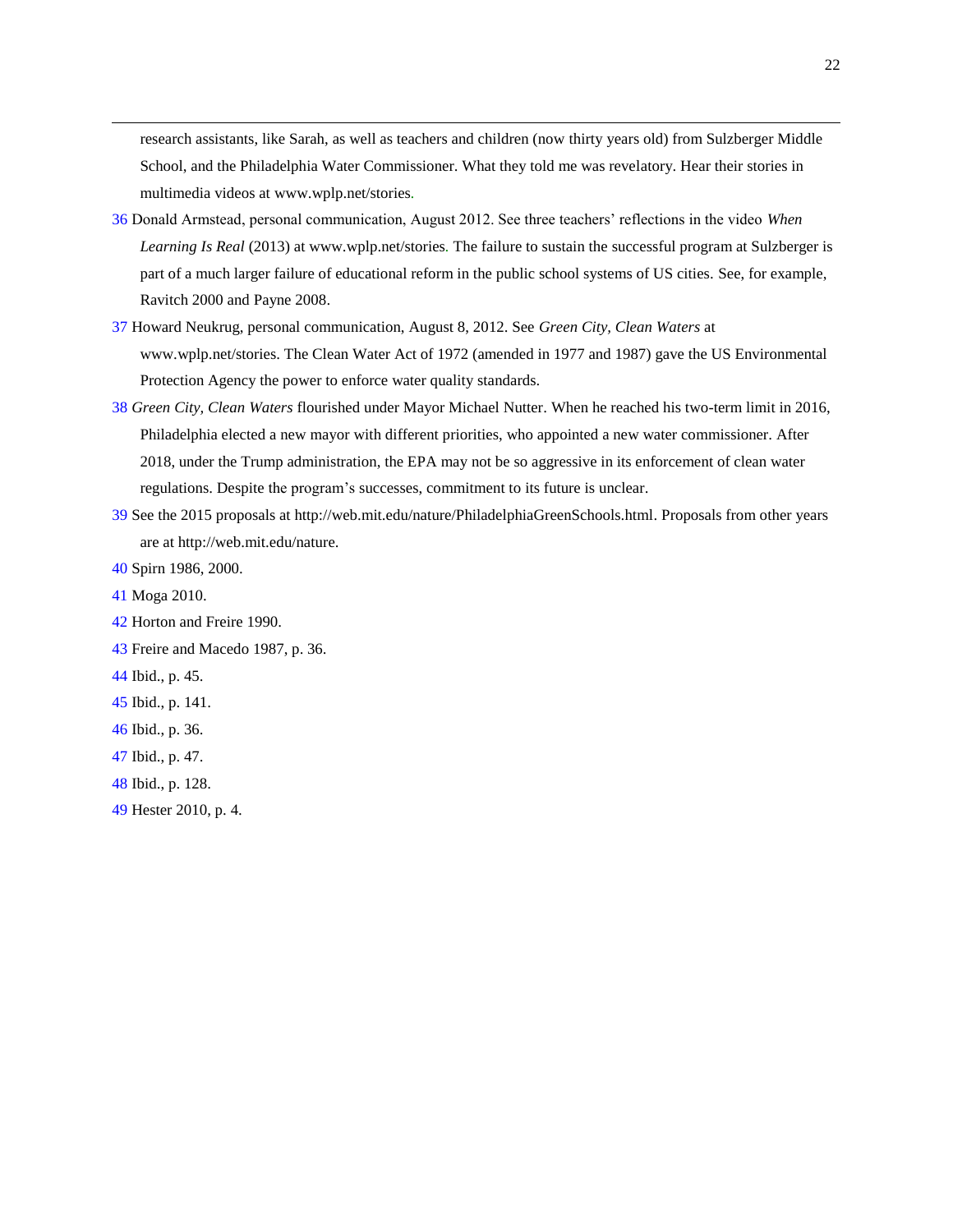research assistants, like Sarah, as well as teachers and children (now thirty years old) from Sulzberger Middle School, and the Philadelphia Water Commissioner. What they told me was revelatory. Hear their stories in multimedia videos at www.wplp.net/stories.

36 Donald Armstead, personal communication, August 2012. See three teachers' reflections in the video *When Learning Is Real* (2013) at www.wplp.net/stories. The failure to sustain the successful program at Sulzberger is part of a much larger failure of educational reform in the public school systems of US cities. See, for example, Ravitch 2000 and Payne 2008.

37 Howard Neukrug, personal communication, August 8, 2012. See *Green City, Clean Waters* at www.wplp.net/stories. The Clean Water Act of 1972 (amended in 1977 and 1987) gave the US Environmental Protection Agency the power to enforce water quality standards.

38 *Green City, Clean Waters* flourished under Mayor Michael Nutter. When he reached his two-term limit in 2016, Philadelphia elected a new mayor with different priorities, who appointed a new water commissioner. After 2018, under the Trump administration, the EPA may not be so aggressive in its enforcement of clean water regulations. Despite the program's successes, commitment to its future is unclear.

39 See the 2015 proposals at http://web.mit.edu/nature/PhiladelphiaGreenSchools.html. Proposals from other years are at http://web.mit.edu/nature.

40 Spirn 1986, 2000.

41 Moga 2010.

42 Horton and Freire 1990.

43 Freire and Macedo 1987, p. 36.

44 Ibid., p. 45.

45 Ibid., p. 141.

46 Ibid., p. 36.

47 Ibid., p. 47.

48 Ibid., p. 128.

49 Hester 2010, p. 4.